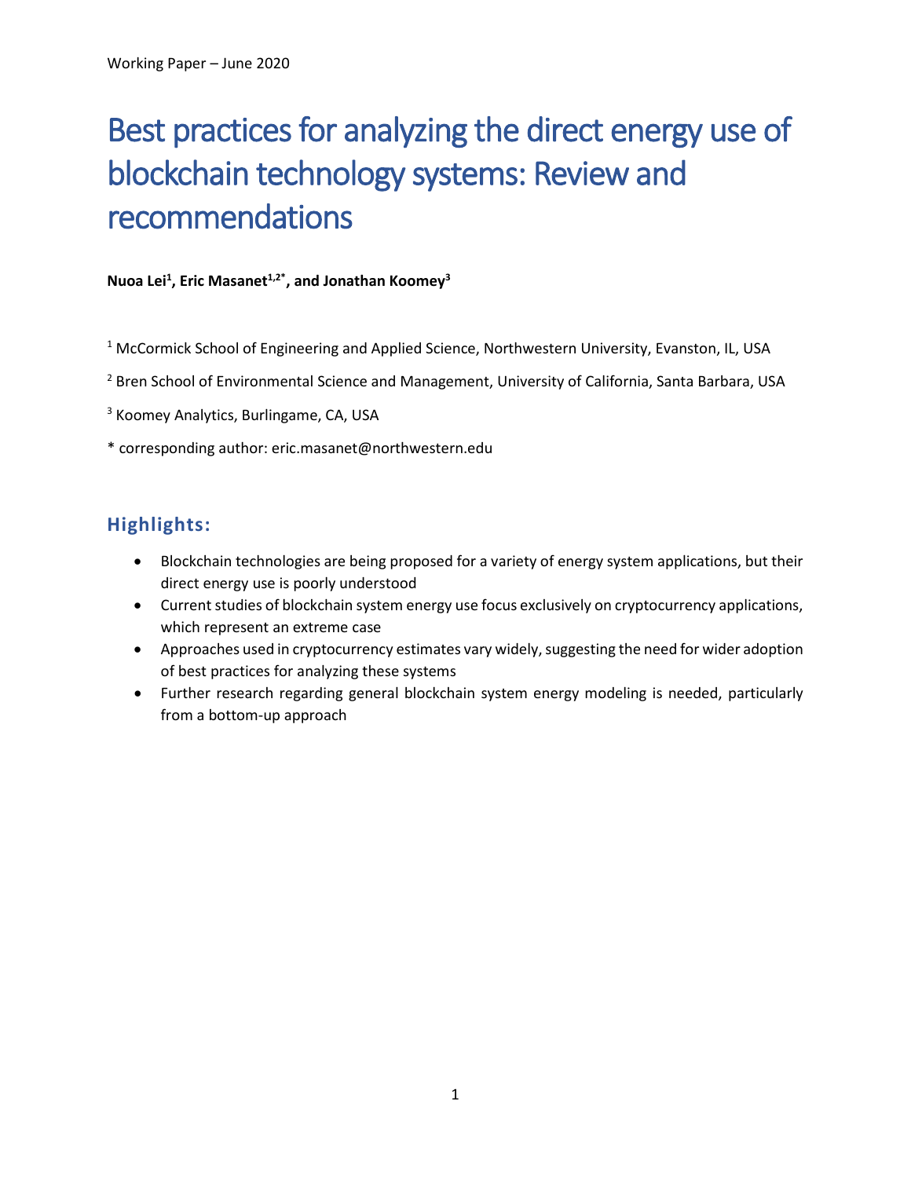Working Paper – June 2020

# Best practices for analyzing the direct energy use of blockchain technology systems: Review and recommendations

**Nuoa Lei[1], Eric Masanet[1,2*], and Jonathan Koomey[3]**

[1] McCormick School of Engineering and Applied Science, Northwestern University, Evanston, IL, USA

[2] Bren School of Environmental Science and Management, University of California, Santa Barbara, USA

[3] Koomey Analytics, Burlingame, CA, USA

* corresponding author: eric.masanet@northwestern.edu

## Highlights:

- Blockchain technologies are being proposed for a variety of energy system applications, but their direct energy use is poorly understood
- Current studies of blockchain system energy use focus exclusively on cryptocurrency applications, which represent an extreme case
- Approaches used in cryptocurrency estimates vary widely, suggesting the need for wider adoption of best practices for analyzing these systems
- Further research regarding general blockchain system energy modeling is needed, particularly from a bottom-up approach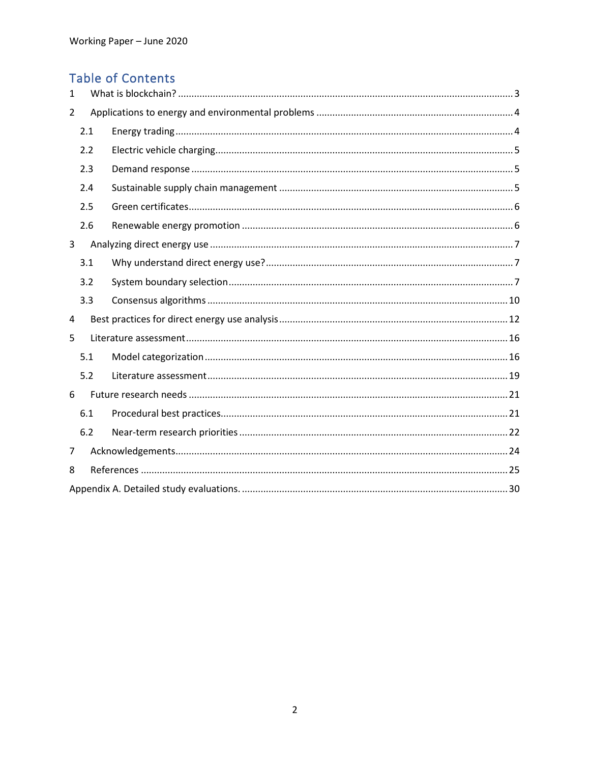# Table of Contents

1 What is blockchain? ............ 3

2 Applications to energy and environmental problems ............ 4

- 2.1 Energy trading ............ 4
- 2.2 Electric vehicle charging ............ 5
- 2.3 Demand response ............ 5
- 2.4 Sustainable supply chain management ............ 5
- 2.5 Green certificates ............ 6
- 2.6 Renewable energy promotion ............ 6

3 Analyzing direct energy use ............ 7

- 3.1 Why understand direct energy use? ............ 7
- 3.2 System boundary selection ............ 7
- 3.3 Consensus algorithms ............ 10

4 Best practices for direct energy use analysis ............ 12

5 Literature assessment ............ 16

- 5.1 Model categorization ............ 16
- 5.2 Literature assessment ............ 19

6 Future research needs ............ 21

- 6.1 Procedural best practices ............ 21
- 6.2 Near-term research priorities ............ 22

7 Acknowledgements ............ 24

8 References ............ 25

Appendix A. Detailed study evaluations. ............ 30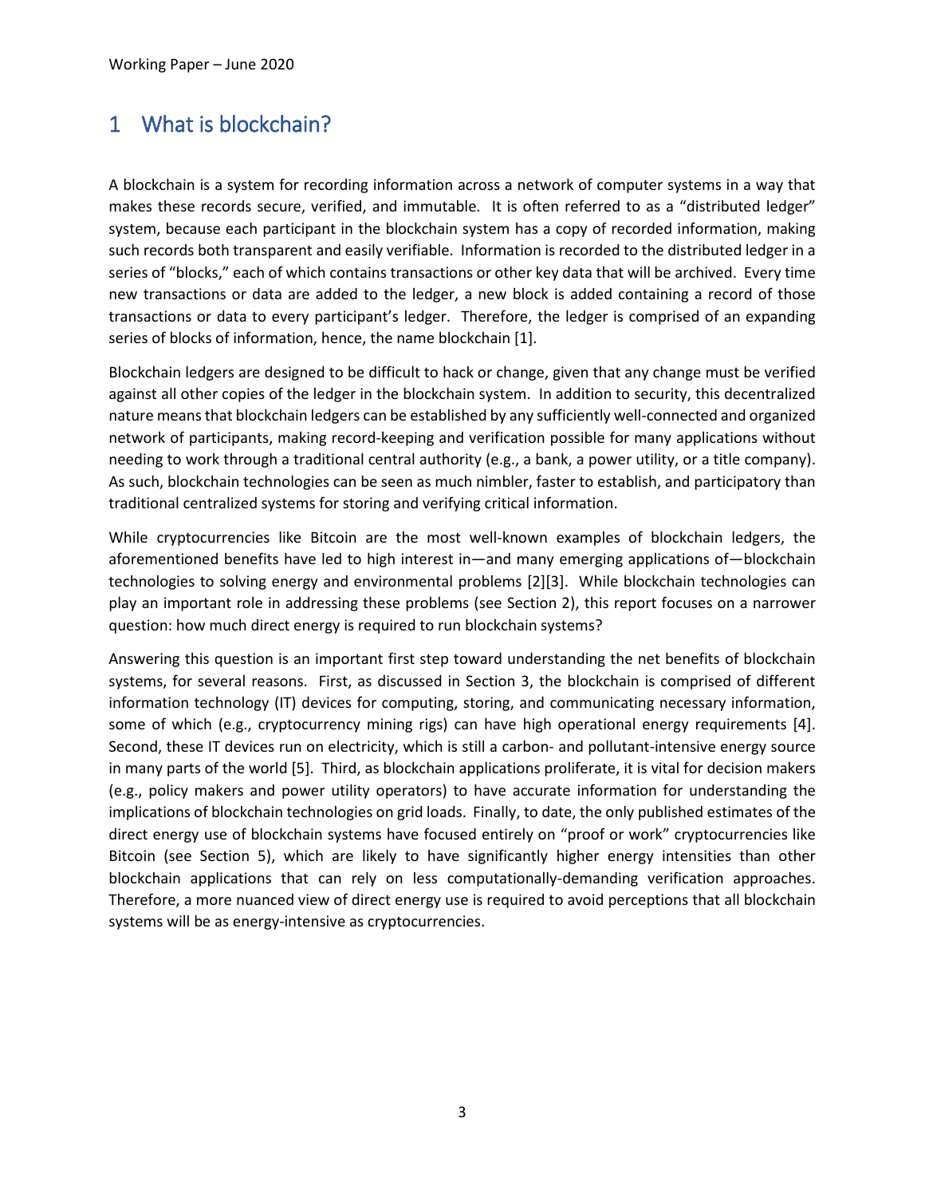# 1 What is blockchain?

A blockchain is a system for recording information across a network of computer systems in a way that makes these records secure, verified, and immutable. It is often referred to as a "distributed ledger" system, because each participant in the blockchain system has a copy of recorded information, making such records both transparent and easily verifiable. Information is recorded to the distributed ledger in a series of "blocks," each of which contains transactions or other key data that will be archived. Every time new transactions or data are added to the ledger, a new block is added containing a record of those transactions or data to every participant's ledger. Therefore, the ledger is comprised of an expanding series of blocks of information, hence, the name blockchain [1].

Blockchain ledgers are designed to be difficult to hack or change, given that any change must be verified against all other copies of the ledger in the blockchain system. In addition to security, this decentralized nature means that blockchain ledgers can be established by any sufficiently well-connected and organized network of participants, making record-keeping and verification possible for many applications without needing to work through a traditional central authority (e.g., a bank, a power utility, or a title company). As such, blockchain technologies can be seen as much nimbler, faster to establish, and participatory than traditional centralized systems for storing and verifying critical information.

While cryptocurrencies like Bitcoin are the most well-known examples of blockchain ledgers, the aforementioned benefits have led to high interest in—and many emerging applications of—blockchain technologies to solving energy and environmental problems [2][3]. While blockchain technologies can play an important role in addressing these problems (see Section 2), this report focuses on a narrower question: how much direct energy is required to run blockchain systems?

Answering this question is an important first step toward understanding the net benefits of blockchain systems, for several reasons. First, as discussed in Section 3, the blockchain is comprised of different information technology (IT) devices for computing, storing, and communicating necessary information, some of which (e.g., cryptocurrency mining rigs) can have high operational energy requirements [4]. Second, these IT devices run on electricity, which is still a carbon- and pollutant-intensive energy source in many parts of the world [5]. Third, as blockchain applications proliferate, it is vital for decision makers (e.g., policy makers and power utility operators) to have accurate information for understanding the implications of blockchain technologies on grid loads. Finally, to date, the only published estimates of the direct energy use of blockchain systems have focused entirely on "proof or work" cryptocurrencies like Bitcoin (see Section 5), which are likely to have significantly higher energy intensities than other blockchain applications that can rely on less computationally-demanding verification approaches. Therefore, a more nuanced view of direct energy use is required to avoid perceptions that all blockchain systems will be as energy-intensive as cryptocurrencies.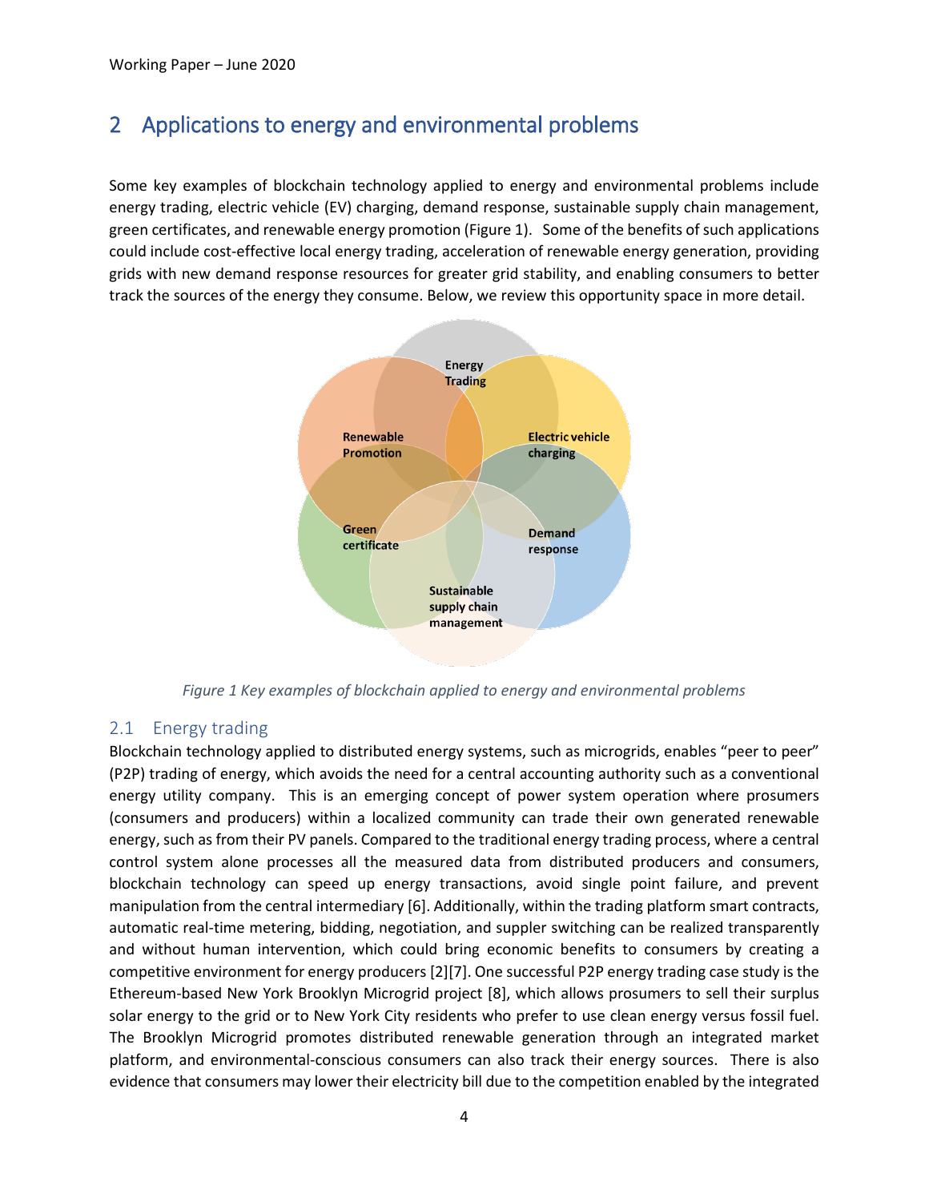## 2 Applications to energy and environmental problems

Some key examples of blockchain technology applied to energy and environmental problems include energy trading, electric vehicle (EV) charging, demand response, sustainable supply chain management, green certificates, and renewable energy promotion (Figure 1). Some of the benefits of such applications could include cost-effective local energy trading, acceleration of renewable energy generation, providing grids with new demand response resources for greater grid stability, and enabling consumers to better track the sources of the energy they consume. Below, we review this opportunity space in more detail.

*Figure 1 Key examples of blockchain applied to energy and environmental problems*

### 2.1 Energy trading

Blockchain technology applied to distributed energy systems, such as microgrids, enables "peer to peer" (P2P) trading of energy, which avoids the need for a central accounting authority such as a conventional energy utility company. This is an emerging concept of power system operation where prosumers (consumers and producers) within a localized community can trade their own generated renewable energy, such as from their PV panels. Compared to the traditional energy trading process, where a central control system alone processes all the measured data from distributed producers and consumers, blockchain technology can speed up energy transactions, avoid single point failure, and prevent manipulation from the central intermediary [6]. Additionally, within the trading platform smart contracts, automatic real-time metering, bidding, negotiation, and suppler switching can be realized transparently and without human intervention, which could bring economic benefits to consumers by creating a competitive environment for energy producers [2][7]. One successful P2P energy trading case study is the Ethereum-based New York Brooklyn Microgrid project [8], which allows prosumers to sell their surplus solar energy to the grid or to New York City residents who prefer to use clean energy versus fossil fuel. The Brooklyn Microgrid promotes distributed renewable generation through an integrated market platform, and environmental-conscious consumers can also track their energy sources. There is also evidence that consumers may lower their electricity bill due to the competition enabled by the integrated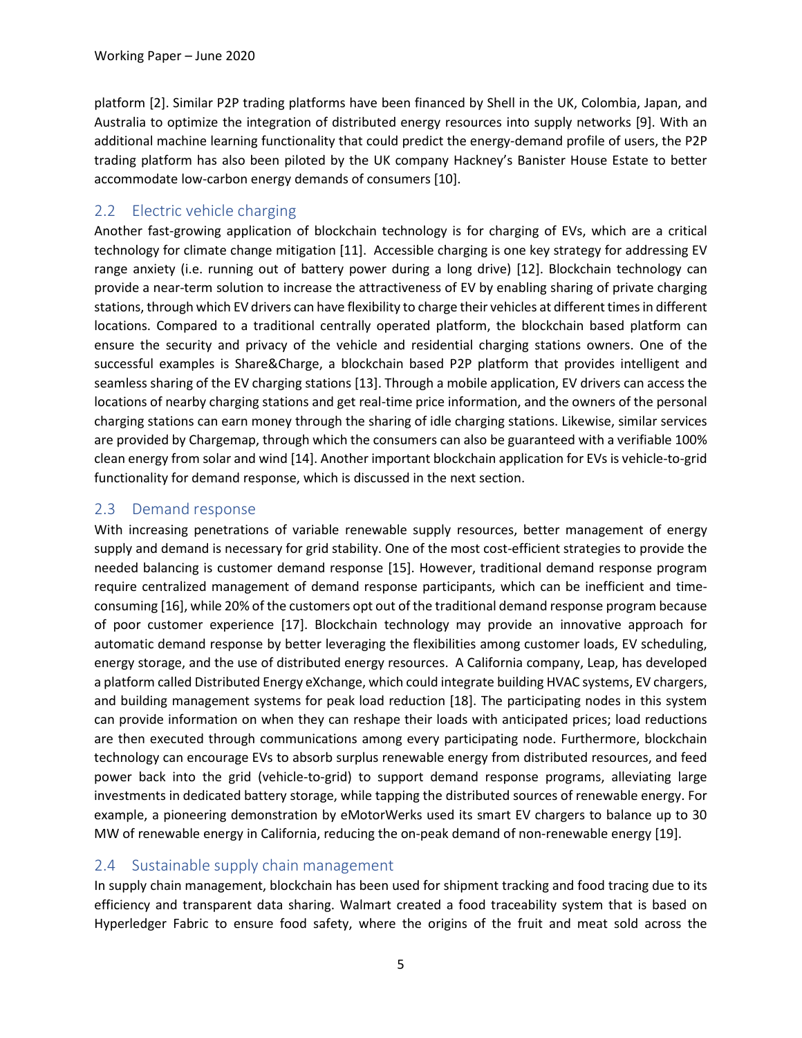platform [2]. Similar P2P trading platforms have been financed by Shell in the UK, Colombia, Japan, and Australia to optimize the integration of distributed energy resources into supply networks [9]. With an additional machine learning functionality that could predict the energy-demand profile of users, the P2P trading platform has also been piloted by the UK company Hackney's Banister House Estate to better accommodate low-carbon energy demands of consumers [10].

## 2.2 Electric vehicle charging

Another fast-growing application of blockchain technology is for charging of EVs, which are a critical technology for climate change mitigation [11]. Accessible charging is one key strategy for addressing EV range anxiety (i.e. running out of battery power during a long drive) [12]. Blockchain technology can provide a near-term solution to increase the attractiveness of EV by enabling sharing of private charging stations, through which EV drivers can have flexibility to charge their vehicles at different times in different locations. Compared to a traditional centrally operated platform, the blockchain based platform can ensure the security and privacy of the vehicle and residential charging stations owners. One of the successful examples is Share&Charge, a blockchain based P2P platform that provides intelligent and seamless sharing of the EV charging stations [13]. Through a mobile application, EV drivers can access the locations of nearby charging stations and get real-time price information, and the owners of the personal charging stations can earn money through the sharing of idle charging stations. Likewise, similar services are provided by Chargemap, through which the consumers can also be guaranteed with a verifiable 100% clean energy from solar and wind [14]. Another important blockchain application for EVs is vehicle-to-grid functionality for demand response, which is discussed in the next section.

## 2.3 Demand response

With increasing penetrations of variable renewable supply resources, better management of energy supply and demand is necessary for grid stability. One of the most cost-efficient strategies to provide the needed balancing is customer demand response [15]. However, traditional demand response program require centralized management of demand response participants, which can be inefficient and time-consuming [16], while 20% of the customers opt out of the traditional demand response program because of poor customer experience [17]. Blockchain technology may provide an innovative approach for automatic demand response by better leveraging the flexibilities among customer loads, EV scheduling, energy storage, and the use of distributed energy resources. A California company, Leap, has developed a platform called Distributed Energy eXchange, which could integrate building HVAC systems, EV chargers, and building management systems for peak load reduction [18]. The participating nodes in this system can provide information on when they can reshape their loads with anticipated prices; load reductions are then executed through communications among every participating node. Furthermore, blockchain technology can encourage EVs to absorb surplus renewable energy from distributed resources, and feed power back into the grid (vehicle-to-grid) to support demand response programs, alleviating large investments in dedicated battery storage, while tapping the distributed sources of renewable energy. For example, a pioneering demonstration by eMotorWerks used its smart EV chargers to balance up to 30 MW of renewable energy in California, reducing the on-peak demand of non-renewable energy [19].

## 2.4 Sustainable supply chain management

In supply chain management, blockchain has been used for shipment tracking and food tracing due to its efficiency and transparent data sharing. Walmart created a food traceability system that is based on Hyperledger Fabric to ensure food safety, where the origins of the fruit and meat sold across the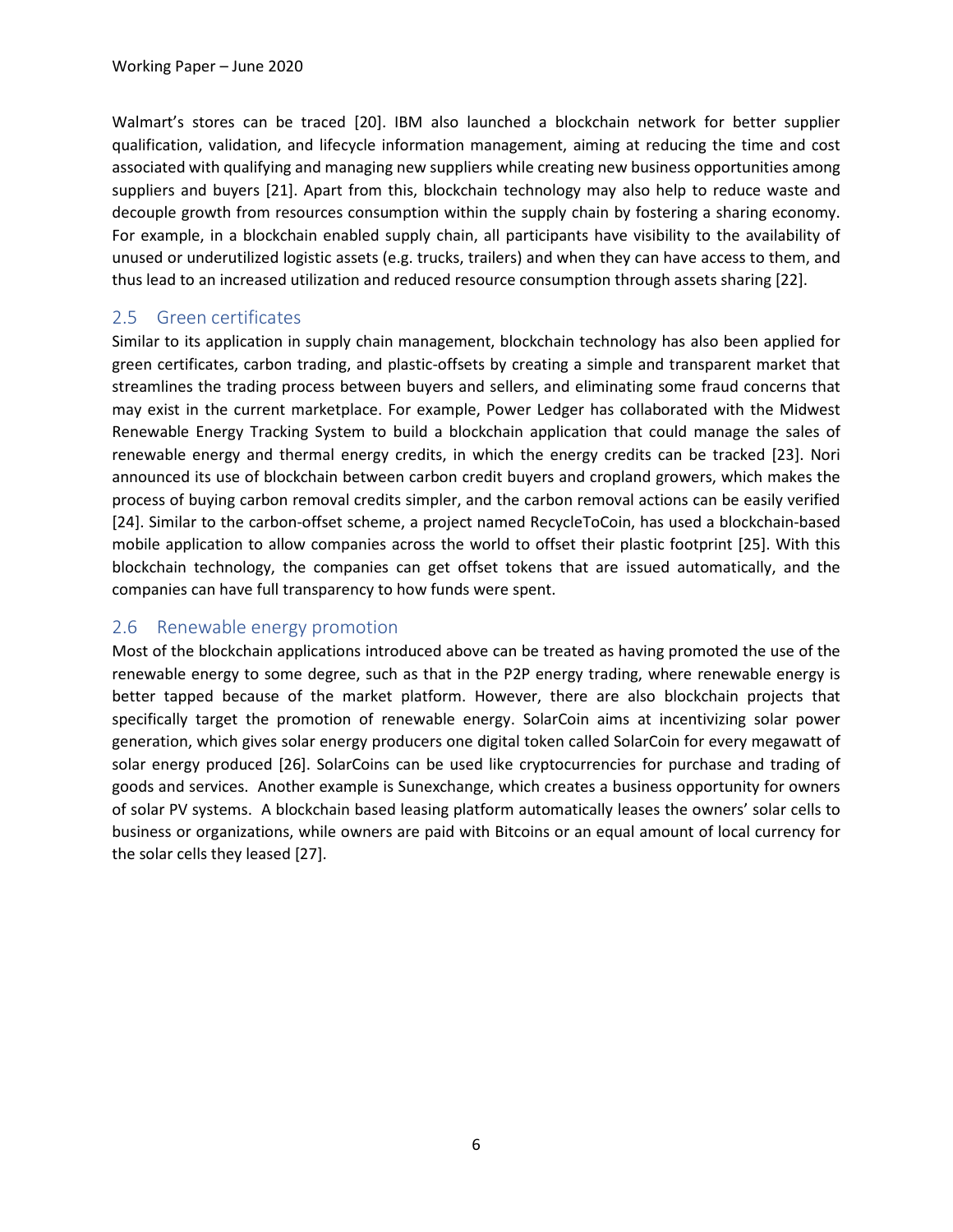Walmart's stores can be traced [20]. IBM also launched a blockchain network for better supplier qualification, validation, and lifecycle information management, aiming at reducing the time and cost associated with qualifying and managing new suppliers while creating new business opportunities among suppliers and buyers [21]. Apart from this, blockchain technology may also help to reduce waste and decouple growth from resources consumption within the supply chain by fostering a sharing economy. For example, in a blockchain enabled supply chain, all participants have visibility to the availability of unused or underutilized logistic assets (e.g. trucks, trailers) and when they can have access to them, and thus lead to an increased utilization and reduced resource consumption through assets sharing [22].

## 2.5 Green certificates

Similar to its application in supply chain management, blockchain technology has also been applied for green certificates, carbon trading, and plastic-offsets by creating a simple and transparent market that streamlines the trading process between buyers and sellers, and eliminating some fraud concerns that may exist in the current marketplace. For example, Power Ledger has collaborated with the Midwest Renewable Energy Tracking System to build a blockchain application that could manage the sales of renewable energy and thermal energy credits, in which the energy credits can be tracked [23]. Nori announced its use of blockchain between carbon credit buyers and cropland growers, which makes the process of buying carbon removal credits simpler, and the carbon removal actions can be easily verified [24]. Similar to the carbon-offset scheme, a project named RecycleToCoin, has used a blockchain-based mobile application to allow companies across the world to offset their plastic footprint [25]. With this blockchain technology, the companies can get offset tokens that are issued automatically, and the companies can have full transparency to how funds were spent.

## 2.6 Renewable energy promotion

Most of the blockchain applications introduced above can be treated as having promoted the use of the renewable energy to some degree, such as that in the P2P energy trading, where renewable energy is better tapped because of the market platform. However, there are also blockchain projects that specifically target the promotion of renewable energy. SolarCoin aims at incentivizing solar power generation, which gives solar energy producers one digital token called SolarCoin for every megawatt of solar energy produced [26]. SolarCoins can be used like cryptocurrencies for purchase and trading of goods and services. Another example is Sunexchange, which creates a business opportunity for owners of solar PV systems. A blockchain based leasing platform automatically leases the owners' solar cells to business or organizations, while owners are paid with Bitcoins or an equal amount of local currency for the solar cells they leased [27].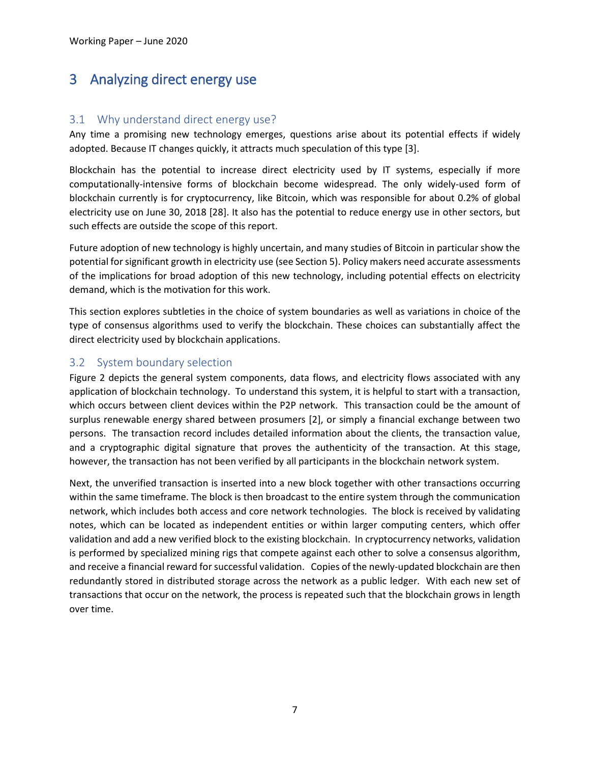# 3 Analyzing direct energy use

## 3.1 Why understand direct energy use?

Any time a promising new technology emerges, questions arise about its potential effects if widely adopted. Because IT changes quickly, it attracts much speculation of this type [3].

Blockchain has the potential to increase direct electricity used by IT systems, especially if more computationally-intensive forms of blockchain become widespread. The only widely-used form of blockchain currently is for cryptocurrency, like Bitcoin, which was responsible for about 0.2% of global electricity use on June 30, 2018 [28]. It also has the potential to reduce energy use in other sectors, but such effects are outside the scope of this report.

Future adoption of new technology is highly uncertain, and many studies of Bitcoin in particular show the potential for significant growth in electricity use (see Section 5). Policy makers need accurate assessments of the implications for broad adoption of this new technology, including potential effects on electricity demand, which is the motivation for this work.

This section explores subtleties in the choice of system boundaries as well as variations in choice of the type of consensus algorithms used to verify the blockchain. These choices can substantially affect the direct electricity used by blockchain applications.

## 3.2 System boundary selection

Figure 2 depicts the general system components, data flows, and electricity flows associated with any application of blockchain technology. To understand this system, it is helpful to start with a transaction, which occurs between client devices within the P2P network. This transaction could be the amount of surplus renewable energy shared between prosumers [2], or simply a financial exchange between two persons. The transaction record includes detailed information about the clients, the transaction value, and a cryptographic digital signature that proves the authenticity of the transaction. At this stage, however, the transaction has not been verified by all participants in the blockchain network system.

Next, the unverified transaction is inserted into a new block together with other transactions occurring within the same timeframe. The block is then broadcast to the entire system through the communication network, which includes both access and core network technologies. The block is received by validating notes, which can be located as independent entities or within larger computing centers, which offer validation and add a new verified block to the existing blockchain. In cryptocurrency networks, validation is performed by specialized mining rigs that compete against each other to solve a consensus algorithm, and receive a financial reward for successful validation. Copies of the newly-updated blockchain are then redundantly stored in distributed storage across the network as a public ledger. With each new set of transactions that occur on the network, the process is repeated such that the blockchain grows in length over time.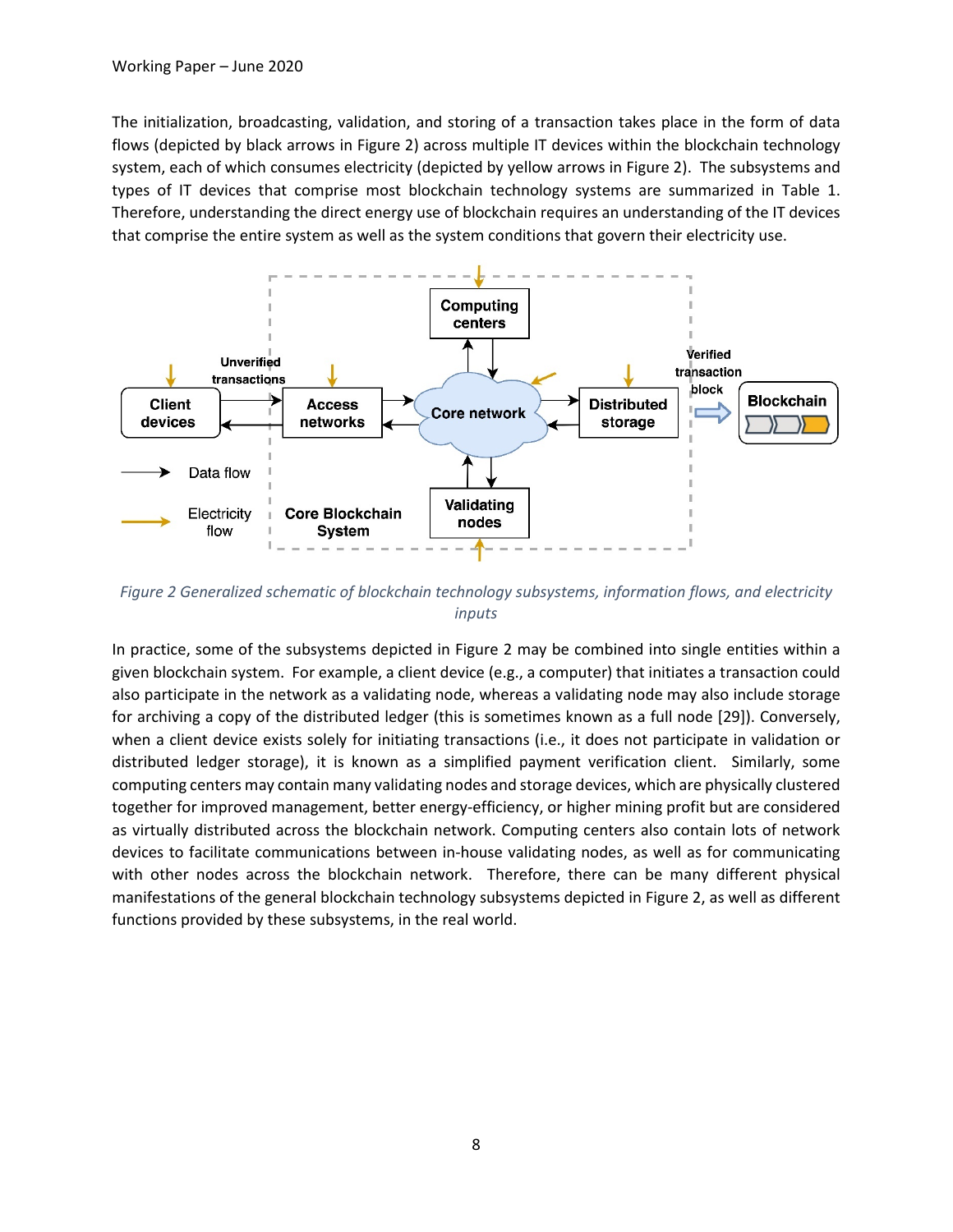The initialization, broadcasting, validation, and storing of a transaction takes place in the form of data flows (depicted by black arrows in Figure 2) across multiple IT devices within the blockchain technology system, each of which consumes electricity (depicted by yellow arrows in Figure 2). The subsystems and types of IT devices that comprise most blockchain technology systems are summarized in Table 1. Therefore, understanding the direct energy use of blockchain requires an understanding of the IT devices that comprise the entire system as well as the system conditions that govern their electricity use.

*Figure 2 Generalized schematic of blockchain technology subsystems, information flows, and electricity inputs*

In practice, some of the subsystems depicted in Figure 2 may be combined into single entities within a given blockchain system. For example, a client device (e.g., a computer) that initiates a transaction could also participate in the network as a validating node, whereas a validating node may also include storage for archiving a copy of the distributed ledger (this is sometimes known as a full node [29]). Conversely, when a client device exists solely for initiating transactions (i.e., it does not participate in validation or distributed ledger storage), it is known as a simplified payment verification client. Similarly, some computing centers may contain many validating nodes and storage devices, which are physically clustered together for improved management, better energy-efficiency, or higher mining profit but are considered as virtually distributed across the blockchain network. Computing centers also contain lots of network devices to facilitate communications between in-house validating nodes, as well as for communicating with other nodes across the blockchain network. Therefore, there can be many different physical manifestations of the general blockchain technology subsystems depicted in Figure 2, as well as different functions provided by these subsystems, in the real world.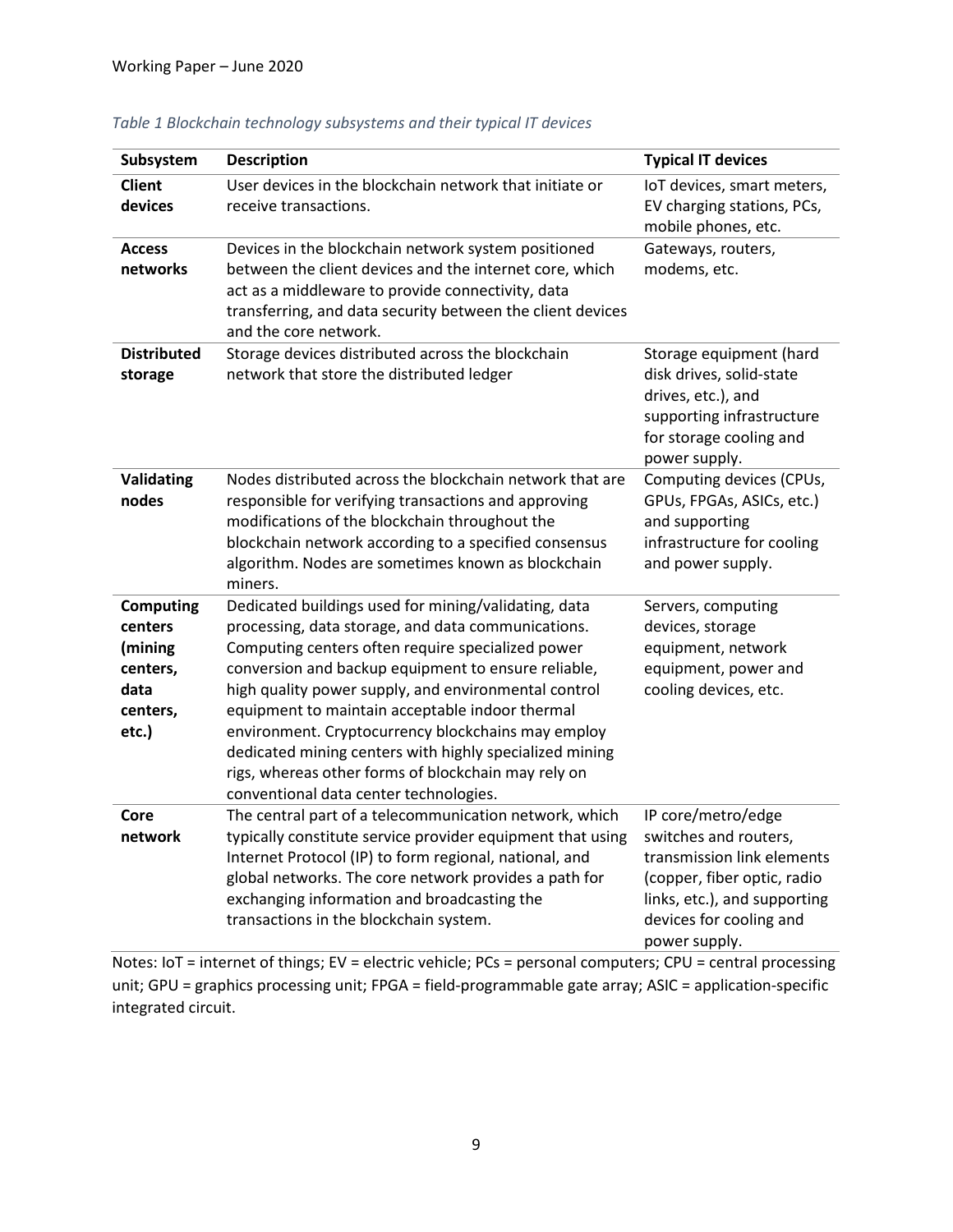*Table 1 Blockchain technology subsystems and their typical IT devices*

| Subsystem | Description | Typical IT devices |
|---|---|---|
| **Client devices** | User devices in the blockchain network that initiate or receive transactions. | IoT devices, smart meters, EV charging stations, PCs, mobile phones, etc. |
| **Access networks** | Devices in the blockchain network system positioned between the client devices and the internet core, which act as a middleware to provide connectivity, data transferring, and data security between the client devices and the core network. | Gateways, routers, modems, etc. |
| **Distributed storage** | Storage devices distributed across the blockchain network that store the distributed ledger | Storage equipment (hard disk drives, solid-state drives, etc.), and supporting infrastructure for storage cooling and power supply. |
| **Validating nodes** | Nodes distributed across the blockchain network that are responsible for verifying transactions and approving modifications of the blockchain throughout the blockchain network according to a specified consensus algorithm. Nodes are sometimes known as blockchain miners. | Computing devices (CPUs, GPUs, FPGAs, ASICs, etc.) and supporting infrastructure for cooling and power supply. |
| **Computing centers (mining centers, data centers, etc.)** | Dedicated buildings used for mining/validating, data processing, data storage, and data communications. Computing centers often require specialized power conversion and backup equipment to ensure reliable, high quality power supply, and environmental control equipment to maintain acceptable indoor thermal environment. Cryptocurrency blockchains may employ dedicated mining centers with highly specialized mining rigs, whereas other forms of blockchain may rely on conventional data center technologies. | Servers, computing devices, storage equipment, network equipment, power and cooling devices, etc. |
| **Core network** | The central part of a telecommunication network, which typically constitute service provider equipment that using Internet Protocol (IP) to form regional, national, and global networks. The core network provides a path for exchanging information and broadcasting the transactions in the blockchain system. | IP core/metro/edge switches and routers, transmission link elements (copper, fiber optic, radio links, etc.), and supporting devices for cooling and power supply. |

Notes: IoT = internet of things; EV = electric vehicle; PCs = personal computers; CPU = central processing unit; GPU = graphics processing unit; FPGA = field-programmable gate array; ASIC = application-specific integrated circuit.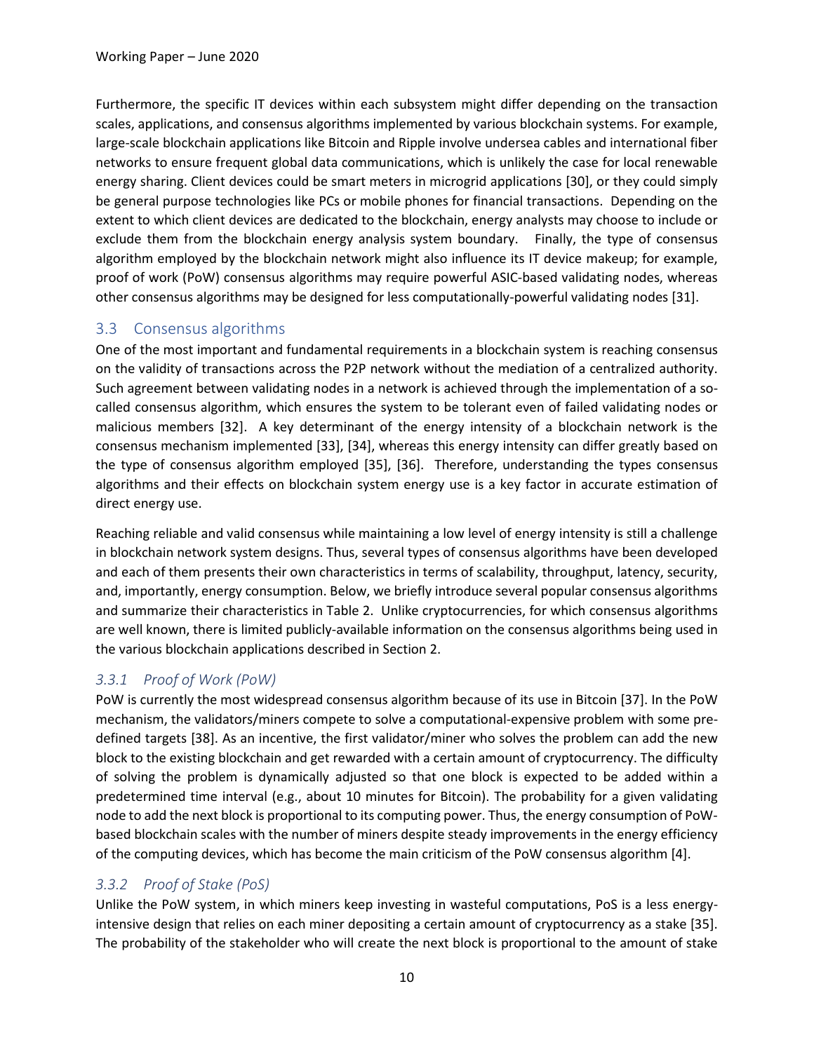Furthermore, the specific IT devices within each subsystem might differ depending on the transaction scales, applications, and consensus algorithms implemented by various blockchain systems. For example, large-scale blockchain applications like Bitcoin and Ripple involve undersea cables and international fiber networks to ensure frequent global data communications, which is unlikely the case for local renewable energy sharing. Client devices could be smart meters in microgrid applications [30], or they could simply be general purpose technologies like PCs or mobile phones for financial transactions. Depending on the extent to which client devices are dedicated to the blockchain, energy analysts may choose to include or exclude them from the blockchain energy analysis system boundary. Finally, the type of consensus algorithm employed by the blockchain network might also influence its IT device makeup; for example, proof of work (PoW) consensus algorithms may require powerful ASIC-based validating nodes, whereas other consensus algorithms may be designed for less computationally-powerful validating nodes [31].

## 3.3 Consensus algorithms

One of the most important and fundamental requirements in a blockchain system is reaching consensus on the validity of transactions across the P2P network without the mediation of a centralized authority. Such agreement between validating nodes in a network is achieved through the implementation of a so-called consensus algorithm, which ensures the system to be tolerant even of failed validating nodes or malicious members [32]. A key determinant of the energy intensity of a blockchain network is the consensus mechanism implemented [33], [34], whereas this energy intensity can differ greatly based on the type of consensus algorithm employed [35], [36]. Therefore, understanding the types consensus algorithms and their effects on blockchain system energy use is a key factor in accurate estimation of direct energy use.

Reaching reliable and valid consensus while maintaining a low level of energy intensity is still a challenge in blockchain network system designs. Thus, several types of consensus algorithms have been developed and each of them presents their own characteristics in terms of scalability, throughput, latency, security, and, importantly, energy consumption. Below, we briefly introduce several popular consensus algorithms and summarize their characteristics in Table 2. Unlike cryptocurrencies, for which consensus algorithms are well known, there is limited publicly-available information on the consensus algorithms being used in the various blockchain applications described in Section 2.

### *3.3.1 Proof of Work (PoW)*

PoW is currently the most widespread consensus algorithm because of its use in Bitcoin [37]. In the PoW mechanism, the validators/miners compete to solve a computational-expensive problem with some pre-defined targets [38]. As an incentive, the first validator/miner who solves the problem can add the new block to the existing blockchain and get rewarded with a certain amount of cryptocurrency. The difficulty of solving the problem is dynamically adjusted so that one block is expected to be added within a predetermined time interval (e.g., about 10 minutes for Bitcoin). The probability for a given validating node to add the next block is proportional to its computing power. Thus, the energy consumption of PoW-based blockchain scales with the number of miners despite steady improvements in the energy efficiency of the computing devices, which has become the main criticism of the PoW consensus algorithm [4].

### *3.3.2 Proof of Stake (PoS)*

Unlike the PoW system, in which miners keep investing in wasteful computations, PoS is a less energy-intensive design that relies on each miner depositing a certain amount of cryptocurrency as a stake [35]. The probability of the stakeholder who will create the next block is proportional to the amount of stake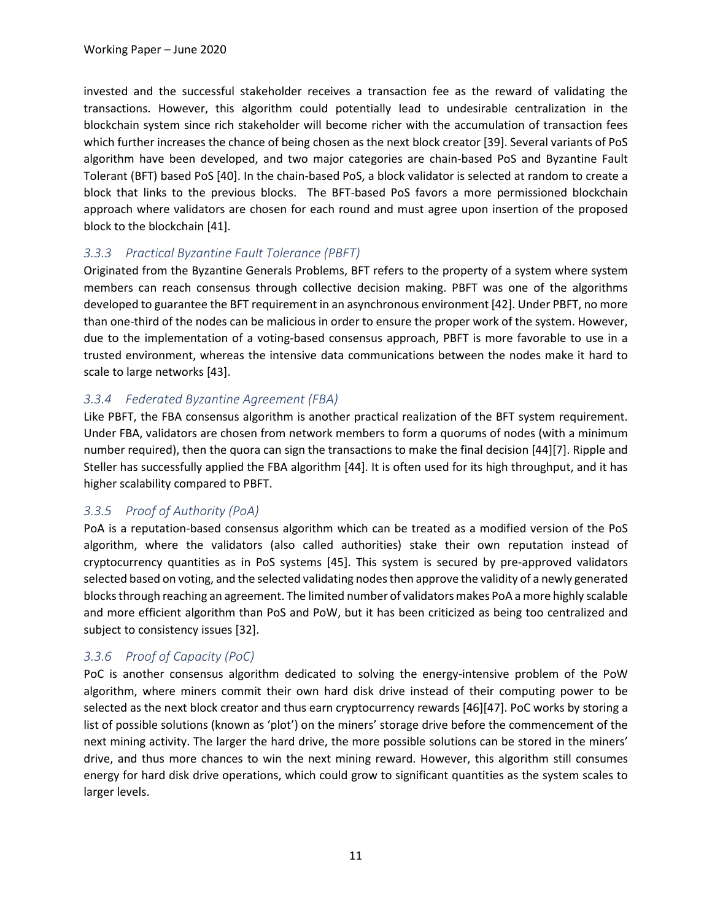invested and the successful stakeholder receives a transaction fee as the reward of validating the transactions. However, this algorithm could potentially lead to undesirable centralization in the blockchain system since rich stakeholder will become richer with the accumulation of transaction fees which further increases the chance of being chosen as the next block creator [39]. Several variants of PoS algorithm have been developed, and two major categories are chain-based PoS and Byzantine Fault Tolerant (BFT) based PoS [40]. In the chain-based PoS, a block validator is selected at random to create a block that links to the previous blocks. The BFT-based PoS favors a more permissioned blockchain approach where validators are chosen for each round and must agree upon insertion of the proposed block to the blockchain [41].

### *3.3.3 Practical Byzantine Fault Tolerance (PBFT)*

Originated from the Byzantine Generals Problems, BFT refers to the property of a system where system members can reach consensus through collective decision making. PBFT was one of the algorithms developed to guarantee the BFT requirement in an asynchronous environment [42]. Under PBFT, no more than one-third of the nodes can be malicious in order to ensure the proper work of the system. However, due to the implementation of a voting-based consensus approach, PBFT is more favorable to use in a trusted environment, whereas the intensive data communications between the nodes make it hard to scale to large networks [43].

### *3.3.4 Federated Byzantine Agreement (FBA)*

Like PBFT, the FBA consensus algorithm is another practical realization of the BFT system requirement. Under FBA, validators are chosen from network members to form a quorums of nodes (with a minimum number required), then the quora can sign the transactions to make the final decision [44][7]. Ripple and Steller has successfully applied the FBA algorithm [44]. It is often used for its high throughput, and it has higher scalability compared to PBFT.

### *3.3.5 Proof of Authority (PoA)*

PoA is a reputation-based consensus algorithm which can be treated as a modified version of the PoS algorithm, where the validators (also called authorities) stake their own reputation instead of cryptocurrency quantities as in PoS systems [45]. This system is secured by pre-approved validators selected based on voting, and the selected validating nodes then approve the validity of a newly generated blocks through reaching an agreement. The limited number of validators makes PoA a more highly scalable and more efficient algorithm than PoS and PoW, but it has been criticized as being too centralized and subject to consistency issues [32].

### *3.3.6 Proof of Capacity (PoC)*

PoC is another consensus algorithm dedicated to solving the energy-intensive problem of the PoW algorithm, where miners commit their own hard disk drive instead of their computing power to be selected as the next block creator and thus earn cryptocurrency rewards [46][47]. PoC works by storing a list of possible solutions (known as 'plot') on the miners' storage drive before the commencement of the next mining activity. The larger the hard drive, the more possible solutions can be stored in the miners' drive, and thus more chances to win the next mining reward. However, this algorithm still consumes energy for hard disk drive operations, which could grow to significant quantities as the system scales to larger levels.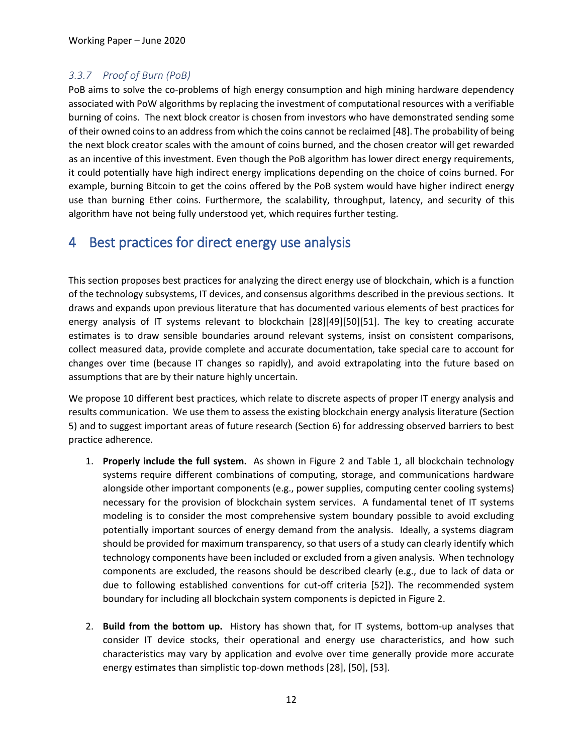### *3.3.7 Proof of Burn (PoB)*

PoB aims to solve the co-problems of high energy consumption and high mining hardware dependency associated with PoW algorithms by replacing the investment of computational resources with a verifiable burning of coins. The next block creator is chosen from investors who have demonstrated sending some of their owned coins to an address from which the coins cannot be reclaimed [48]. The probability of being the next block creator scales with the amount of coins burned, and the chosen creator will get rewarded as an incentive of this investment. Even though the PoB algorithm has lower direct energy requirements, it could potentially have high indirect energy implications depending on the choice of coins burned. For example, burning Bitcoin to get the coins offered by the PoB system would have higher indirect energy use than burning Ether coins. Furthermore, the scalability, throughput, latency, and security of this algorithm have not being fully understood yet, which requires further testing.

# 4 Best practices for direct energy use analysis

This section proposes best practices for analyzing the direct energy use of blockchain, which is a function of the technology subsystems, IT devices, and consensus algorithms described in the previous sections. It draws and expands upon previous literature that has documented various elements of best practices for energy analysis of IT systems relevant to blockchain [28][49][50][51]. The key to creating accurate estimates is to draw sensible boundaries around relevant systems, insist on consistent comparisons, collect measured data, provide complete and accurate documentation, take special care to account for changes over time (because IT changes so rapidly), and avoid extrapolating into the future based on assumptions that are by their nature highly uncertain.

We propose 10 different best practices, which relate to discrete aspects of proper IT energy analysis and results communication. We use them to assess the existing blockchain energy analysis literature (Section 5) and to suggest important areas of future research (Section 6) for addressing observed barriers to best practice adherence.

1. **Properly include the full system.** As shown in Figure 2 and Table 1, all blockchain technology systems require different combinations of computing, storage, and communications hardware alongside other important components (e.g., power supplies, computing center cooling systems) necessary for the provision of blockchain system services. A fundamental tenet of IT systems modeling is to consider the most comprehensive system boundary possible to avoid excluding potentially important sources of energy demand from the analysis. Ideally, a systems diagram should be provided for maximum transparency, so that users of a study can clearly identify which technology components have been included or excluded from a given analysis. When technology components are excluded, the reasons should be described clearly (e.g., due to lack of data or due to following established conventions for cut-off criteria [52]). The recommended system boundary for including all blockchain system components is depicted in Figure 2.

2. **Build from the bottom up.** History has shown that, for IT systems, bottom-up analyses that consider IT device stocks, their operational and energy use characteristics, and how such characteristics may vary by application and evolve over time generally provide more accurate energy estimates than simplistic top-down methods [28], [50], [53].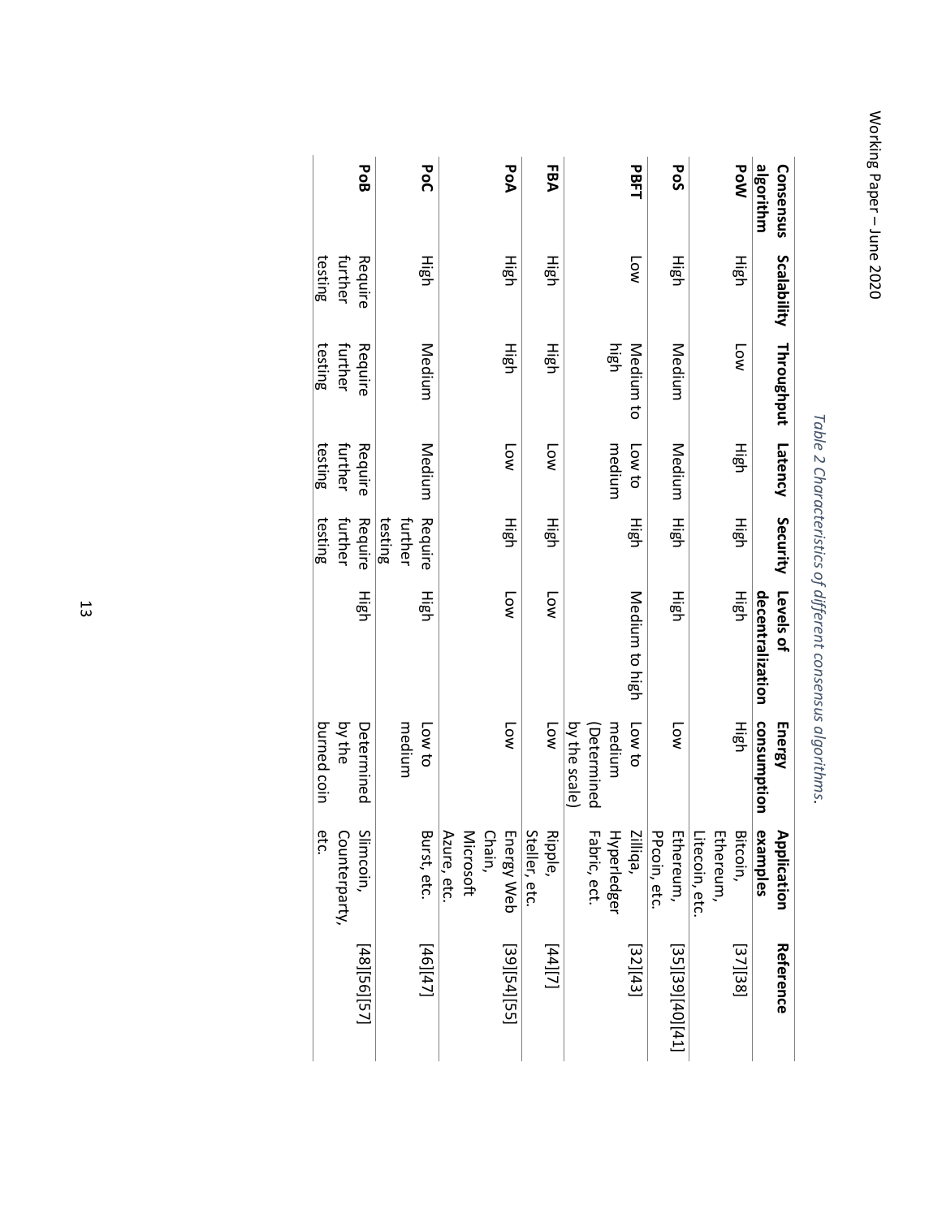*Table 2 Characteristics of different consensus algorithms.*

| Consensus algorithm | Scalability | Throughput | Latency | Security | Levels of decentralization | Energy consumption | Application examples | Reference |
|---|---|---|---|---|---|---|---|---|
| **PoW** | High | Low | High | High | High | High | Bitcoin, Ethereum, Litecoin, etc. | [37][38] |
| **PoS** | High | Medium | Medium | High | High | Low | Ethereum, PPcoin, etc. | [35][39][40][41] |
| **PBFT** | Low | Medium to high | Low to medium | High | Medium to high | Low to medium (Determined by the scale) | Zilliqa, Hyperledger Fabric, ect. | [32][43] |
| **FBA** | High | High | Low | High | Low | Low | Ripple, Steller, etc. | [44][7] |
| **PoA** | High | High | Low | High | Low | Low | Energy Web Chain, Microsoft Azure, etc. | [39][54][55] |
| **PoC** | High | Medium | Medium | Require further testing | High | Low to medium | Burst, etc. | [46][47] |
| **PoB** | Require further testing | Require further testing | Require further testing | Require further testing | High | Determined by the burned coin | Slimcoin, Counterparty, etc. | [48][56][57] |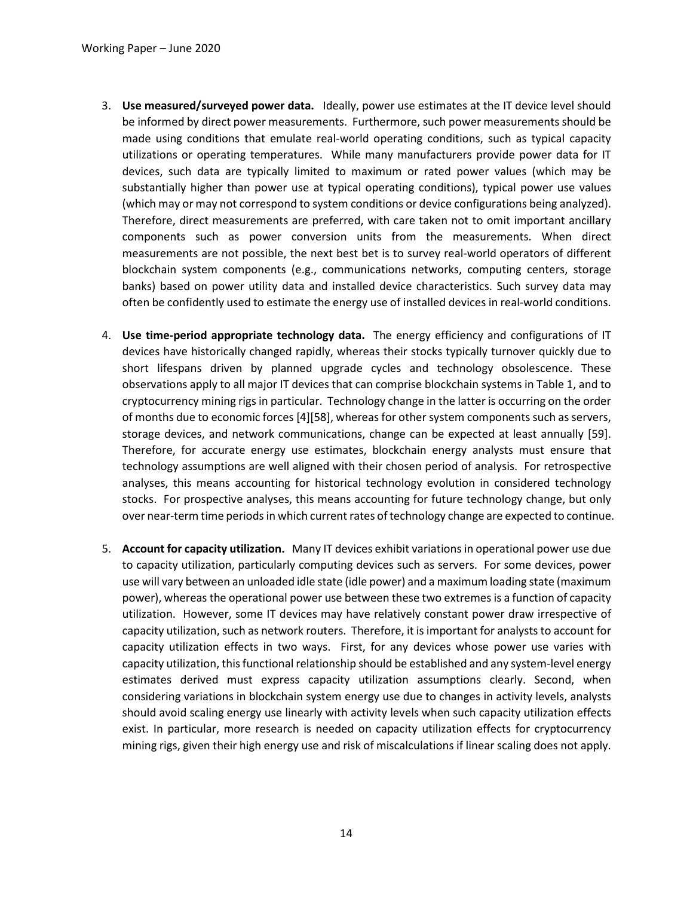3. **Use measured/surveyed power data.** Ideally, power use estimates at the IT device level should be informed by direct power measurements. Furthermore, such power measurements should be made using conditions that emulate real-world operating conditions, such as typical capacity utilizations or operating temperatures. While many manufacturers provide power data for IT devices, such data are typically limited to maximum or rated power values (which may be substantially higher than power use at typical operating conditions), typical power use values (which may or may not correspond to system conditions or device configurations being analyzed). Therefore, direct measurements are preferred, with care taken not to omit important ancillary components such as power conversion units from the measurements. When direct measurements are not possible, the next best bet is to survey real-world operators of different blockchain system components (e.g., communications networks, computing centers, storage banks) based on power utility data and installed device characteristics. Such survey data may often be confidently used to estimate the energy use of installed devices in real-world conditions.

4. **Use time-period appropriate technology data.** The energy efficiency and configurations of IT devices have historically changed rapidly, whereas their stocks typically turnover quickly due to short lifespans driven by planned upgrade cycles and technology obsolescence. These observations apply to all major IT devices that can comprise blockchain systems in Table 1, and to cryptocurrency mining rigs in particular. Technology change in the latter is occurring on the order of months due to economic forces [4][58], whereas for other system components such as servers, storage devices, and network communications, change can be expected at least annually [59]. Therefore, for accurate energy use estimates, blockchain energy analysts must ensure that technology assumptions are well aligned with their chosen period of analysis. For retrospective analyses, this means accounting for historical technology evolution in considered technology stocks. For prospective analyses, this means accounting for future technology change, but only over near-term time periods in which current rates of technology change are expected to continue.

5. **Account for capacity utilization.** Many IT devices exhibit variations in operational power use due to capacity utilization, particularly computing devices such as servers. For some devices, power use will vary between an unloaded idle state (idle power) and a maximum loading state (maximum power), whereas the operational power use between these two extremes is a function of capacity utilization. However, some IT devices may have relatively constant power draw irrespective of capacity utilization, such as network routers. Therefore, it is important for analysts to account for capacity utilization effects in two ways. First, for any devices whose power use varies with capacity utilization, this functional relationship should be established and any system-level energy estimates derived must express capacity utilization assumptions clearly. Second, when considering variations in blockchain system energy use due to changes in activity levels, analysts should avoid scaling energy use linearly with activity levels when such capacity utilization effects exist. In particular, more research is needed on capacity utilization effects for cryptocurrency mining rigs, given their high energy use and risk of miscalculations if linear scaling does not apply.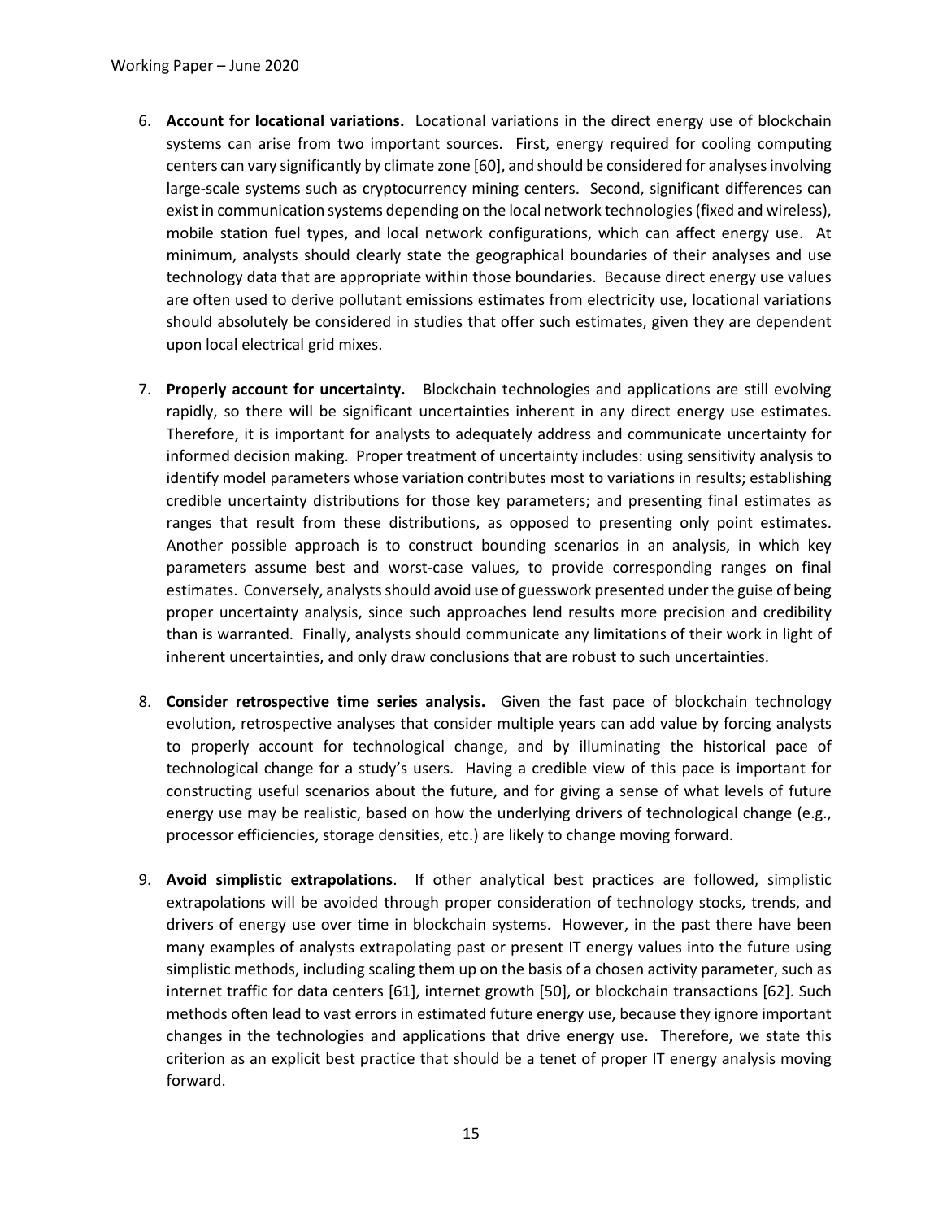6. **Account for locational variations.** Locational variations in the direct energy use of blockchain systems can arise from two important sources. First, energy required for cooling computing centers can vary significantly by climate zone [60], and should be considered for analyses involving large-scale systems such as cryptocurrency mining centers. Second, significant differences can exist in communication systems depending on the local network technologies (fixed and wireless), mobile station fuel types, and local network configurations, which can affect energy use. At minimum, analysts should clearly state the geographical boundaries of their analyses and use technology data that are appropriate within those boundaries. Because direct energy use values are often used to derive pollutant emissions estimates from electricity use, locational variations should absolutely be considered in studies that offer such estimates, given they are dependent upon local electrical grid mixes.

7. **Properly account for uncertainty.** Blockchain technologies and applications are still evolving rapidly, so there will be significant uncertainties inherent in any direct energy use estimates. Therefore, it is important for analysts to adequately address and communicate uncertainty for informed decision making. Proper treatment of uncertainty includes: using sensitivity analysis to identify model parameters whose variation contributes most to variations in results; establishing credible uncertainty distributions for those key parameters; and presenting final estimates as ranges that result from these distributions, as opposed to presenting only point estimates. Another possible approach is to construct bounding scenarios in an analysis, in which key parameters assume best and worst-case values, to provide corresponding ranges on final estimates. Conversely, analysts should avoid use of guesswork presented under the guise of being proper uncertainty analysis, since such approaches lend results more precision and credibility than is warranted. Finally, analysts should communicate any limitations of their work in light of inherent uncertainties, and only draw conclusions that are robust to such uncertainties.

8. **Consider retrospective time series analysis.** Given the fast pace of blockchain technology evolution, retrospective analyses that consider multiple years can add value by forcing analysts to properly account for technological change, and by illuminating the historical pace of technological change for a study's users. Having a credible view of this pace is important for constructing useful scenarios about the future, and for giving a sense of what levels of future energy use may be realistic, based on how the underlying drivers of technological change (e.g., processor efficiencies, storage densities, etc.) are likely to change moving forward.

9. **Avoid simplistic extrapolations**. If other analytical best practices are followed, simplistic extrapolations will be avoided through proper consideration of technology stocks, trends, and drivers of energy use over time in blockchain systems. However, in the past there have been many examples of analysts extrapolating past or present IT energy values into the future using simplistic methods, including scaling them up on the basis of a chosen activity parameter, such as internet traffic for data centers [61], internet growth [50], or blockchain transactions [62]. Such methods often lead to vast errors in estimated future energy use, because they ignore important changes in the technologies and applications that drive energy use. Therefore, we state this criterion as an explicit best practice that should be a tenet of proper IT energy analysis moving forward.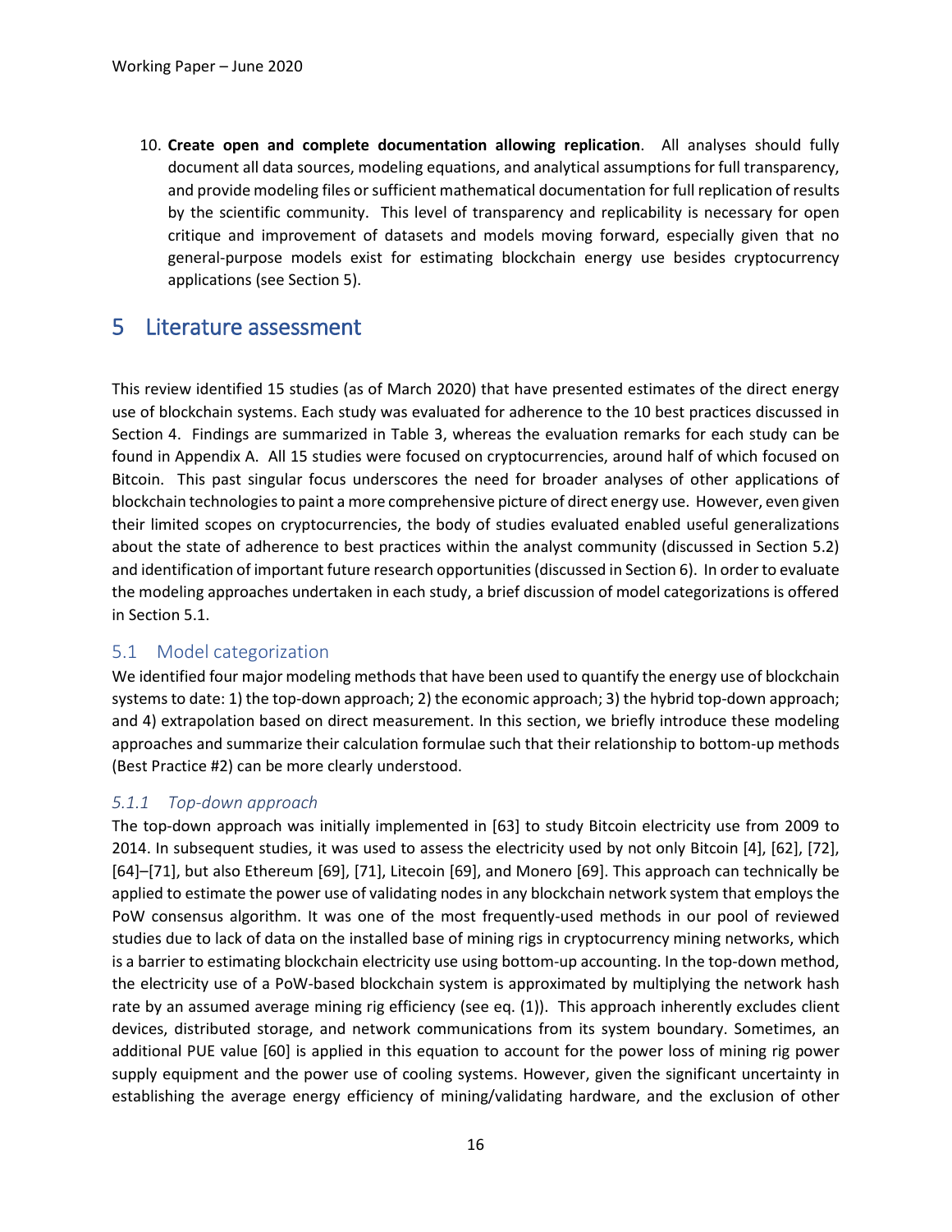10. **Create open and complete documentation allowing replication**. All analyses should fully document all data sources, modeling equations, and analytical assumptions for full transparency, and provide modeling files or sufficient mathematical documentation for full replication of results by the scientific community. This level of transparency and replicability is necessary for open critique and improvement of datasets and models moving forward, especially given that no general-purpose models exist for estimating blockchain energy use besides cryptocurrency applications (see Section 5).

# 5 Literature assessment

This review identified 15 studies (as of March 2020) that have presented estimates of the direct energy use of blockchain systems. Each study was evaluated for adherence to the 10 best practices discussed in Section 4. Findings are summarized in Table 3, whereas the evaluation remarks for each study can be found in Appendix A. All 15 studies were focused on cryptocurrencies, around half of which focused on Bitcoin. This past singular focus underscores the need for broader analyses of other applications of blockchain technologies to paint a more comprehensive picture of direct energy use. However, even given their limited scopes on cryptocurrencies, the body of studies evaluated enabled useful generalizations about the state of adherence to best practices within the analyst community (discussed in Section 5.2) and identification of important future research opportunities (discussed in Section 6). In order to evaluate the modeling approaches undertaken in each study, a brief discussion of model categorizations is offered in Section 5.1.

## 5.1 Model categorization

We identified four major modeling methods that have been used to quantify the energy use of blockchain systems to date: 1) the top-down approach; 2) the economic approach; 3) the hybrid top-down approach; and 4) extrapolation based on direct measurement. In this section, we briefly introduce these modeling approaches and summarize their calculation formulae such that their relationship to bottom-up methods (Best Practice #2) can be more clearly understood.

### *5.1.1 Top-down approach*

The top-down approach was initially implemented in [63] to study Bitcoin electricity use from 2009 to 2014. In subsequent studies, it was used to assess the electricity used by not only Bitcoin [4], [62], [72], [64]–[71], but also Ethereum [69], [71], Litecoin [69], and Monero [69]. This approach can technically be applied to estimate the power use of validating nodes in any blockchain network system that employs the PoW consensus algorithm. It was one of the most frequently-used methods in our pool of reviewed studies due to lack of data on the installed base of mining rigs in cryptocurrency mining networks, which is a barrier to estimating blockchain electricity use using bottom-up accounting. In the top-down method, the electricity use of a PoW-based blockchain system is approximated by multiplying the network hash rate by an assumed average mining rig efficiency (see eq. (1)). This approach inherently excludes client devices, distributed storage, and network communications from its system boundary. Sometimes, an additional PUE value [60] is applied in this equation to account for the power loss of mining rig power supply equipment and the power use of cooling systems. However, given the significant uncertainty in establishing the average energy efficiency of mining/validating hardware, and the exclusion of other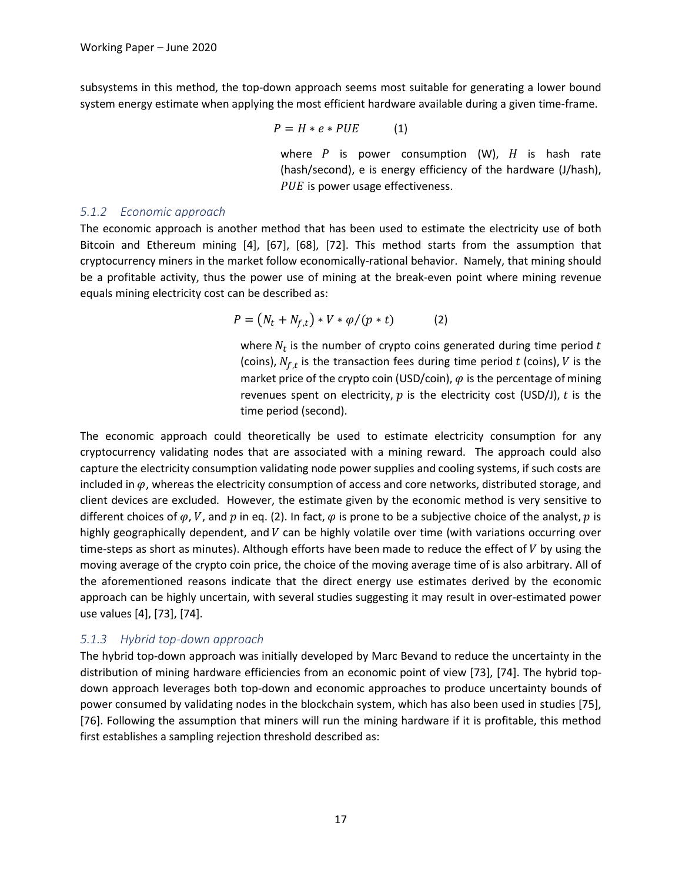subsystems in this method, the top-down approach seems most suitable for generating a lower bound system energy estimate when applying the most efficient hardware available during a given time-frame.

$$P = H * e * PUE \qquad (1)$$

where $P$ is power consumption (W), $H$ is hash rate (hash/second), e is energy efficiency of the hardware (J/hash), $PUE$ is power usage effectiveness.

### *5.1.2 Economic approach*

The economic approach is another method that has been used to estimate the electricity use of both Bitcoin and Ethereum mining [4], [67], [68], [72]. This method starts from the assumption that cryptocurrency miners in the market follow economically-rational behavior. Namely, that mining should be a profitable activity, thus the power use of mining at the break-even point where mining revenue equals mining electricity cost can be described as:

$$P = \left(N_t + N_{f,t}\right) * V * \varphi/(p * t) \qquad (2)$$

where $N_t$ is the number of crypto coins generated during time period $t$ (coins), $N_{f,t}$ is the transaction fees during time period $t$ (coins), $V$ is the market price of the crypto coin (USD/coin), $\varphi$ is the percentage of mining revenues spent on electricity, $p$ is the electricity cost (USD/J), $t$ is the time period (second).

The economic approach could theoretically be used to estimate electricity consumption for any cryptocurrency validating nodes that are associated with a mining reward. The approach could also capture the electricity consumption validating node power supplies and cooling systems, if such costs are included in $\varphi$, whereas the electricity consumption of access and core networks, distributed storage, and client devices are excluded. However, the estimate given by the economic method is very sensitive to different choices of $\varphi$, $V$, and $p$ in eq. (2). In fact, $\varphi$ is prone to be a subjective choice of the analyst, $p$ is highly geographically dependent, and $V$ can be highly volatile over time (with variations occurring over time-steps as short as minutes). Although efforts have been made to reduce the effect of $V$ by using the moving average of the crypto coin price, the choice of the moving average time of is also arbitrary. All of the aforementioned reasons indicate that the direct energy use estimates derived by the economic approach can be highly uncertain, with several studies suggesting it may result in over-estimated power use values [4], [73], [74].

### *5.1.3 Hybrid top-down approach*

The hybrid top-down approach was initially developed by Marc Bevand to reduce the uncertainty in the distribution of mining hardware efficiencies from an economic point of view [73], [74]. The hybrid top-down approach leverages both top-down and economic approaches to produce uncertainty bounds of power consumed by validating nodes in the blockchain system, which has also been used in studies [75], [76]. Following the assumption that miners will run the mining hardware if it is profitable, this method first establishes a sampling rejection threshold described as: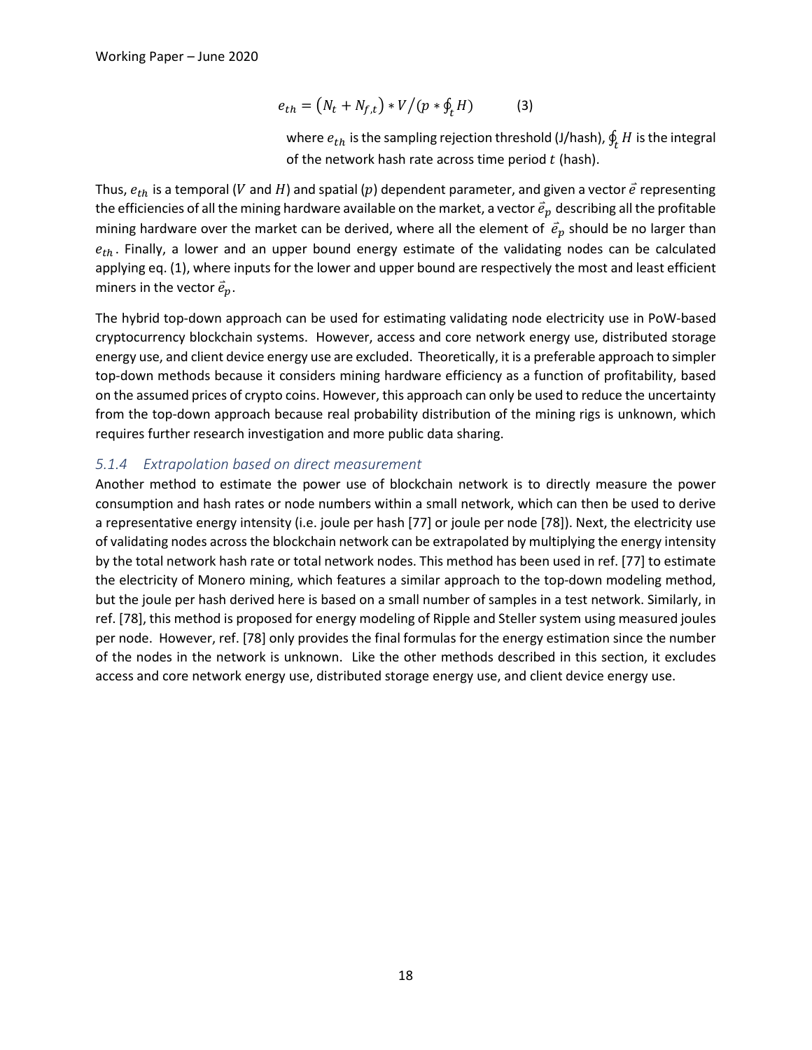$$e_{th} = (N_t + N_{f,t}) * V/(p * \oint_t H) \qquad (3)$$

where $e_{th}$ is the sampling rejection threshold (J/hash), $\oint_t H$ is the integral of the network hash rate across time period $t$ (hash).

Thus, $e_{th}$ is a temporal ($V$ and $H$) and spatial ($p$) dependent parameter, and given a vector $\vec{e}$ representing the efficiencies of all the mining hardware available on the market, a vector $\vec{e}_p$ describing all the profitable mining hardware over the market can be derived, where all the element of $\vec{e}_p$ should be no larger than $e_{th}$. Finally, a lower and an upper bound energy estimate of the validating nodes can be calculated applying eq. (1), where inputs for the lower and upper bound are respectively the most and least efficient miners in the vector $\vec{e}_p$.

The hybrid top-down approach can be used for estimating validating node electricity use in PoW-based cryptocurrency blockchain systems. However, access and core network energy use, distributed storage energy use, and client device energy use are excluded. Theoretically, it is a preferable approach to simpler top-down methods because it considers mining hardware efficiency as a function of profitability, based on the assumed prices of crypto coins. However, this approach can only be used to reduce the uncertainty from the top-down approach because real probability distribution of the mining rigs is unknown, which requires further research investigation and more public data sharing.

### *5.1.4 Extrapolation based on direct measurement*

Another method to estimate the power use of blockchain network is to directly measure the power consumption and hash rates or node numbers within a small network, which can then be used to derive a representative energy intensity (i.e. joule per hash [77] or joule per node [78]). Next, the electricity use of validating nodes across the blockchain network can be extrapolated by multiplying the energy intensity by the total network hash rate or total network nodes. This method has been used in ref. [77] to estimate the electricity of Monero mining, which features a similar approach to the top-down modeling method, but the joule per hash derived here is based on a small number of samples in a test network. Similarly, in ref. [78], this method is proposed for energy modeling of Ripple and Steller system using measured joules per node. However, ref. [78] only provides the final formulas for the energy estimation since the number of the nodes in the network is unknown. Like the other methods described in this section, it excludes access and core network energy use, distributed storage energy use, and client device energy use.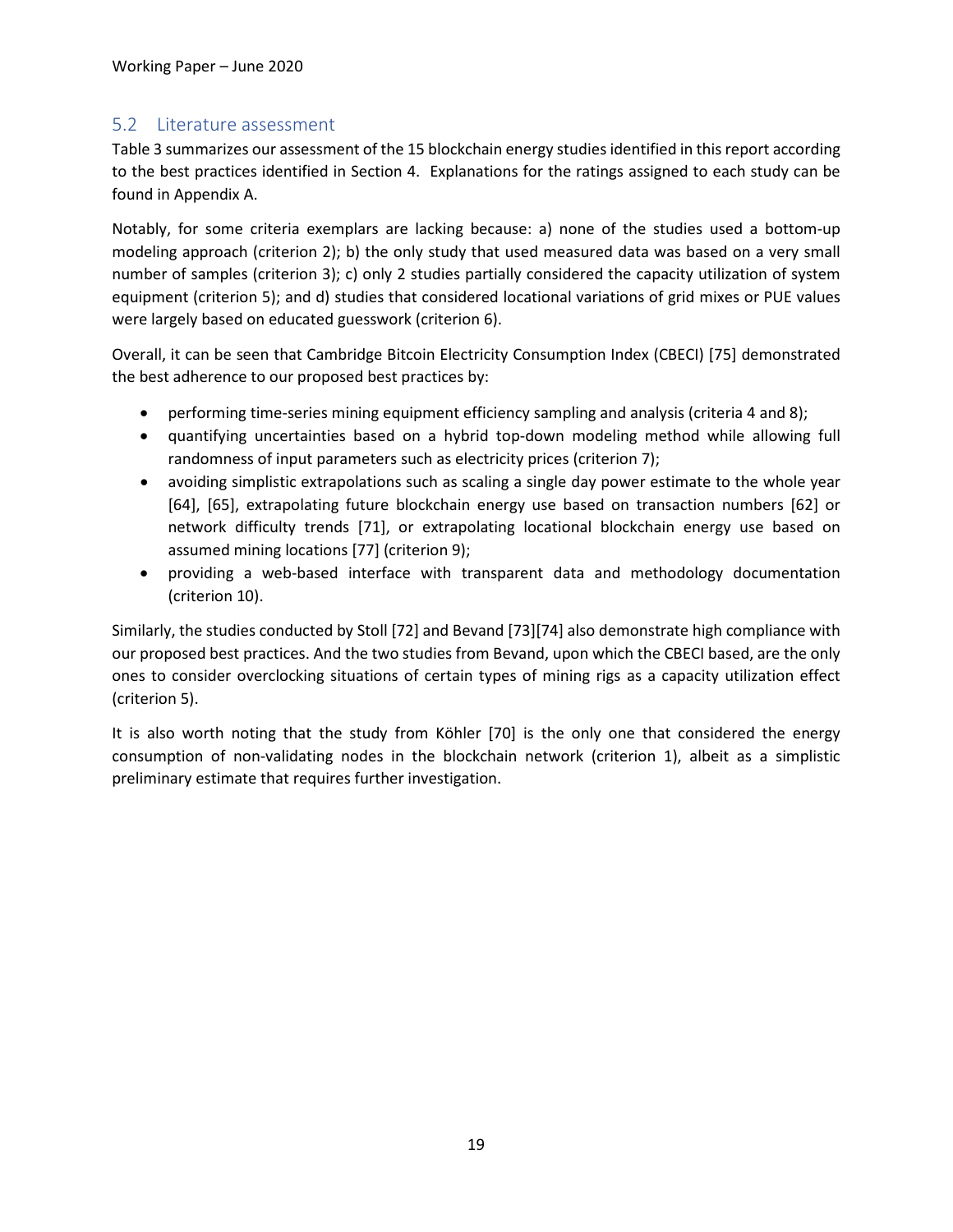## 5.2 Literature assessment

Table 3 summarizes our assessment of the 15 blockchain energy studies identified in this report according to the best practices identified in Section 4. Explanations for the ratings assigned to each study can be found in Appendix A.

Notably, for some criteria exemplars are lacking because: a) none of the studies used a bottom-up modeling approach (criterion 2); b) the only study that used measured data was based on a very small number of samples (criterion 3); c) only 2 studies partially considered the capacity utilization of system equipment (criterion 5); and d) studies that considered locational variations of grid mixes or PUE values were largely based on educated guesswork (criterion 6).

Overall, it can be seen that Cambridge Bitcoin Electricity Consumption Index (CBECI) [75] demonstrated the best adherence to our proposed best practices by:

- performing time-series mining equipment efficiency sampling and analysis (criteria 4 and 8);
- quantifying uncertainties based on a hybrid top-down modeling method while allowing full randomness of input parameters such as electricity prices (criterion 7);
- avoiding simplistic extrapolations such as scaling a single day power estimate to the whole year [64], [65], extrapolating future blockchain energy use based on transaction numbers [62] or network difficulty trends [71], or extrapolating locational blockchain energy use based on assumed mining locations [77] (criterion 9);
- providing a web-based interface with transparent data and methodology documentation (criterion 10).

Similarly, the studies conducted by Stoll [72] and Bevand [73][74] also demonstrate high compliance with our proposed best practices. And the two studies from Bevand, upon which the CBECI based, are the only ones to consider overclocking situations of certain types of mining rigs as a capacity utilization effect (criterion 5).

It is also worth noting that the study from Köhler [70] is the only one that considered the energy consumption of non-validating nodes in the blockchain network (criterion 1), albeit as a simplistic preliminary estimate that requires further investigation.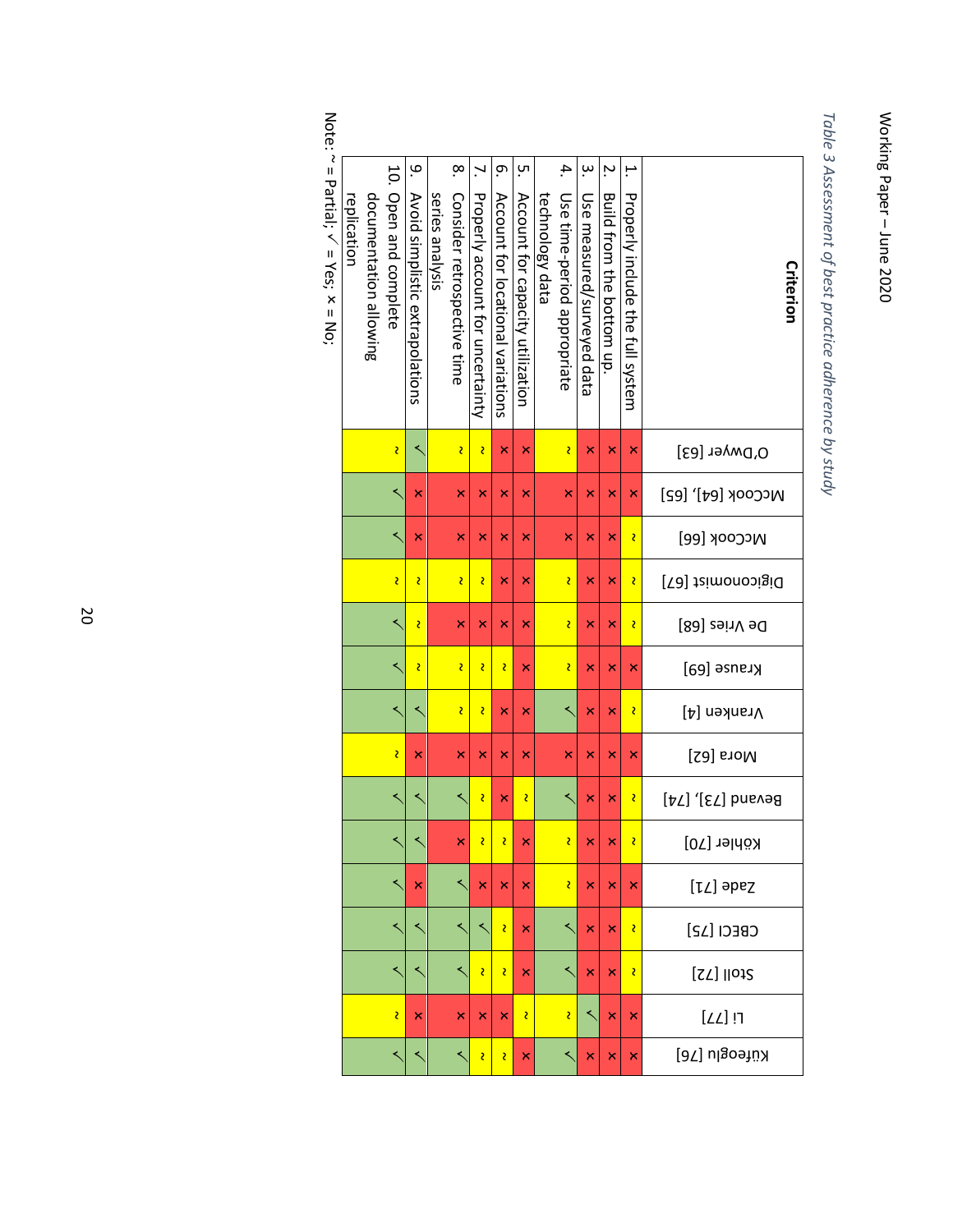*Table 3 Assessment of best practice adherence by study*

| Criterion | O'Dwyer [63] | McCook [64], [65] | McCook [66] | Digiconomist [67] | De Vries [68] | Krause [69] | Vranken [4] | Mora [62] | Bevand [73], [74] | Köhler [70] | Zade [71] | CBECI [75] | Stoll [72] | Li [77] | Küfeoglu [76] |
|---|---|---|---|---|---|---|---|---|---|---|---|---|---|---|---|
| 1. Properly include the full system | × | × | ~ | ~ | ~ | × | ~ | × | ~ | ~ | × | ~ | ~ | × | × |
| 2. Build from the bottom up. | × | × | × | × | × | × | × | × | × | × | × | × | × | × | × |
| 3. Use measured/surveyed data | × | × | × | × | × | × | × | × | × | × | × | × | × | ✓ | × |
| 4. Use time-period appropriate technology data | ~ | × | × | ~ | ~ | ~ | ✓ | × | ✓ | ~ | ~ | ✓ | ✓ | ~ | ✓ |
| 5. Account for capacity utilization | × | × | × | × | × | × | × | × | ~ | × | × | × | × | ~ | × |
| 6. Account for locational variations | × | × | × | × | × | ~ | × | × | × | ~ | × | ~ | ~ | × | ~ |
| 7. Properly account for uncertainty | ~ | × | × | ~ | × | ~ | ~ | × | ~ | ~ | × | ✓ | ~ | × | ~ |
| 8. Consider retrospective time series analysis | ~ | × | × | ~ | × | ~ | ~ | × | ✓ | × | ✓ | ✓ | ✓ | × | ✓ |
| 9. Avoid simplistic extrapolations | ✓ | × | × | ~ | ~ | ~ | ✓ | × | ✓ | ✓ | × | ✓ | ✓ | × | ✓ |
| 10. Open and complete documentation allowing replication | ~ | ✓ | ✓ | ~ | ✓ | ✓ | ✓ | ~ | ✓ | ✓ | ✓ | ✓ | ✓ | ~ | ✓ |

Note: ~ = Partial; ✓ = Yes; × = No;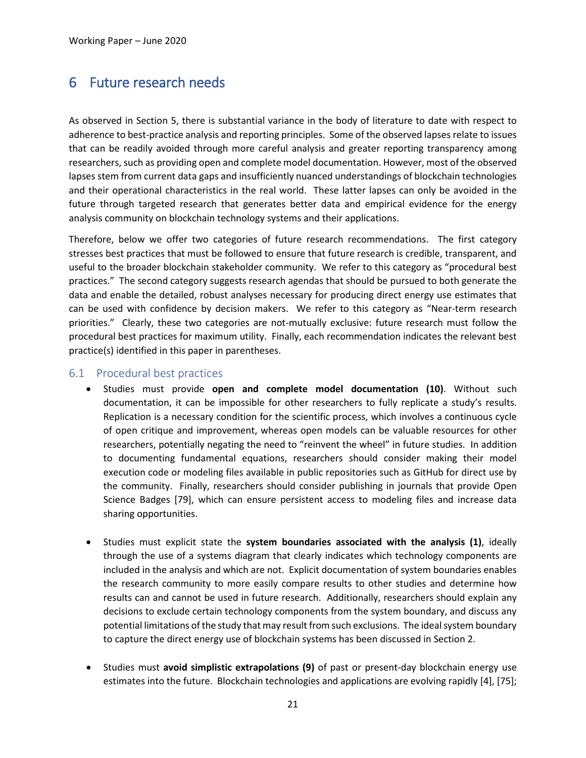# 6 Future research needs

As observed in Section 5, there is substantial variance in the body of literature to date with respect to adherence to best-practice analysis and reporting principles. Some of the observed lapses relate to issues that can be readily avoided through more careful analysis and greater reporting transparency among researchers, such as providing open and complete model documentation. However, most of the observed lapses stem from current data gaps and insufficiently nuanced understandings of blockchain technologies and their operational characteristics in the real world. These latter lapses can only be avoided in the future through targeted research that generates better data and empirical evidence for the energy analysis community on blockchain technology systems and their applications.

Therefore, below we offer two categories of future research recommendations. The first category stresses best practices that must be followed to ensure that future research is credible, transparent, and useful to the broader blockchain stakeholder community. We refer to this category as "procedural best practices." The second category suggests research agendas that should be pursued to both generate the data and enable the detailed, robust analyses necessary for producing direct energy use estimates that can be used with confidence by decision makers. We refer to this category as "Near-term research priorities." Clearly, these two categories are not-mutually exclusive: future research must follow the procedural best practices for maximum utility. Finally, each recommendation indicates the relevant best practice(s) identified in this paper in parentheses.

## 6.1 Procedural best practices

- Studies must provide **open and complete model documentation (10)**. Without such documentation, it can be impossible for other researchers to fully replicate a study's results. Replication is a necessary condition for the scientific process, which involves a continuous cycle of open critique and improvement, whereas open models can be valuable resources for other researchers, potentially negating the need to "reinvent the wheel" in future studies. In addition to documenting fundamental equations, researchers should consider making their model execution code or modeling files available in public repositories such as GitHub for direct use by the community. Finally, researchers should consider publishing in journals that provide Open Science Badges [79], which can ensure persistent access to modeling files and increase data sharing opportunities.

- Studies must explicit state the **system boundaries associated with the analysis (1)**, ideally through the use of a systems diagram that clearly indicates which technology components are included in the analysis and which are not. Explicit documentation of system boundaries enables the research community to more easily compare results to other studies and determine how results can and cannot be used in future research. Additionally, researchers should explain any decisions to exclude certain technology components from the system boundary, and discuss any potential limitations of the study that may result from such exclusions. The ideal system boundary to capture the direct energy use of blockchain systems has been discussed in Section 2.

- Studies must **avoid simplistic extrapolations (9)** of past or present-day blockchain energy use estimates into the future. Blockchain technologies and applications are evolving rapidly [4], [75];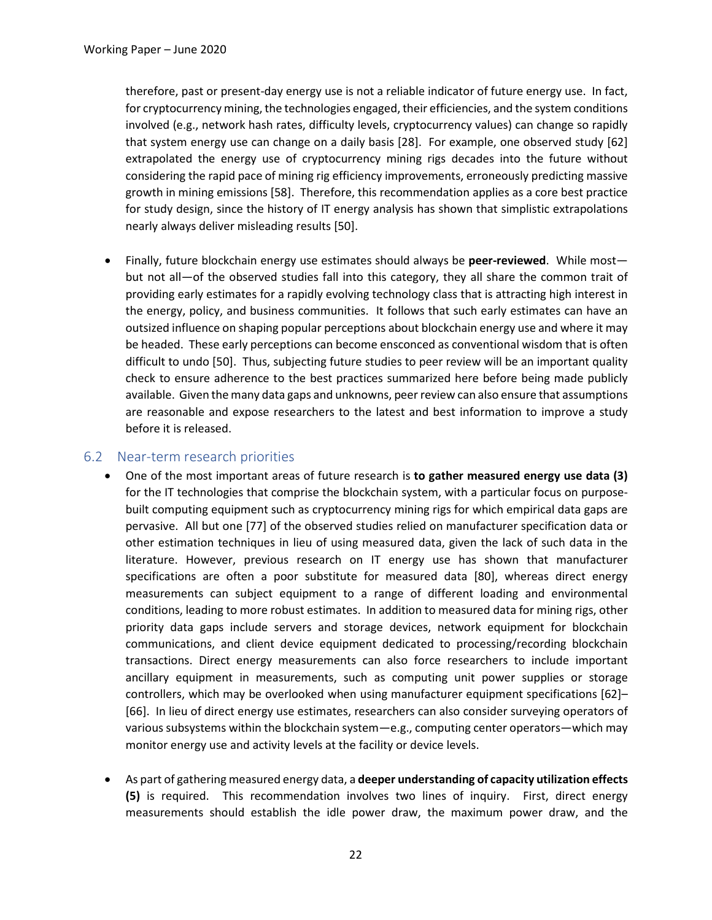therefore, past or present-day energy use is not a reliable indicator of future energy use. In fact, for cryptocurrency mining, the technologies engaged, their efficiencies, and the system conditions involved (e.g., network hash rates, difficulty levels, cryptocurrency values) can change so rapidly that system energy use can change on a daily basis [28]. For example, one observed study [62] extrapolated the energy use of cryptocurrency mining rigs decades into the future without considering the rapid pace of mining rig efficiency improvements, erroneously predicting massive growth in mining emissions [58]. Therefore, this recommendation applies as a core best practice for study design, since the history of IT energy analysis has shown that simplistic extrapolations nearly always deliver misleading results [50].

- Finally, future blockchain energy use estimates should always be **peer-reviewed**. While most—but not all—of the observed studies fall into this category, they all share the common trait of providing early estimates for a rapidly evolving technology class that is attracting high interest in the energy, policy, and business communities. It follows that such early estimates can have an outsized influence on shaping popular perceptions about blockchain energy use and where it may be headed. These early perceptions can become ensconced as conventional wisdom that is often difficult to undo [50]. Thus, subjecting future studies to peer review will be an important quality check to ensure adherence to the best practices summarized here before being made publicly available. Given the many data gaps and unknowns, peer review can also ensure that assumptions are reasonable and expose researchers to the latest and best information to improve a study before it is released.

## 6.2 Near-term research priorities

- One of the most important areas of future research is **to gather measured energy use data (3)** for the IT technologies that comprise the blockchain system, with a particular focus on purpose-built computing equipment such as cryptocurrency mining rigs for which empirical data gaps are pervasive. All but one [77] of the observed studies relied on manufacturer specification data or other estimation techniques in lieu of using measured data, given the lack of such data in the literature. However, previous research on IT energy use has shown that manufacturer specifications are often a poor substitute for measured data [80], whereas direct energy measurements can subject equipment to a range of different loading and environmental conditions, leading to more robust estimates. In addition to measured data for mining rigs, other priority data gaps include servers and storage devices, network equipment for blockchain communications, and client device equipment dedicated to processing/recording blockchain transactions. Direct energy measurements can also force researchers to include important ancillary equipment in measurements, such as computing unit power supplies or storage controllers, which may be overlooked when using manufacturer equipment specifications [62]–[66]. In lieu of direct energy use estimates, researchers can also consider surveying operators of various subsystems within the blockchain system—e.g., computing center operators—which may monitor energy use and activity levels at the facility or device levels.

- As part of gathering measured energy data, a **deeper understanding of capacity utilization effects (5)** is required. This recommendation involves two lines of inquiry. First, direct energy measurements should establish the idle power draw, the maximum power draw, and the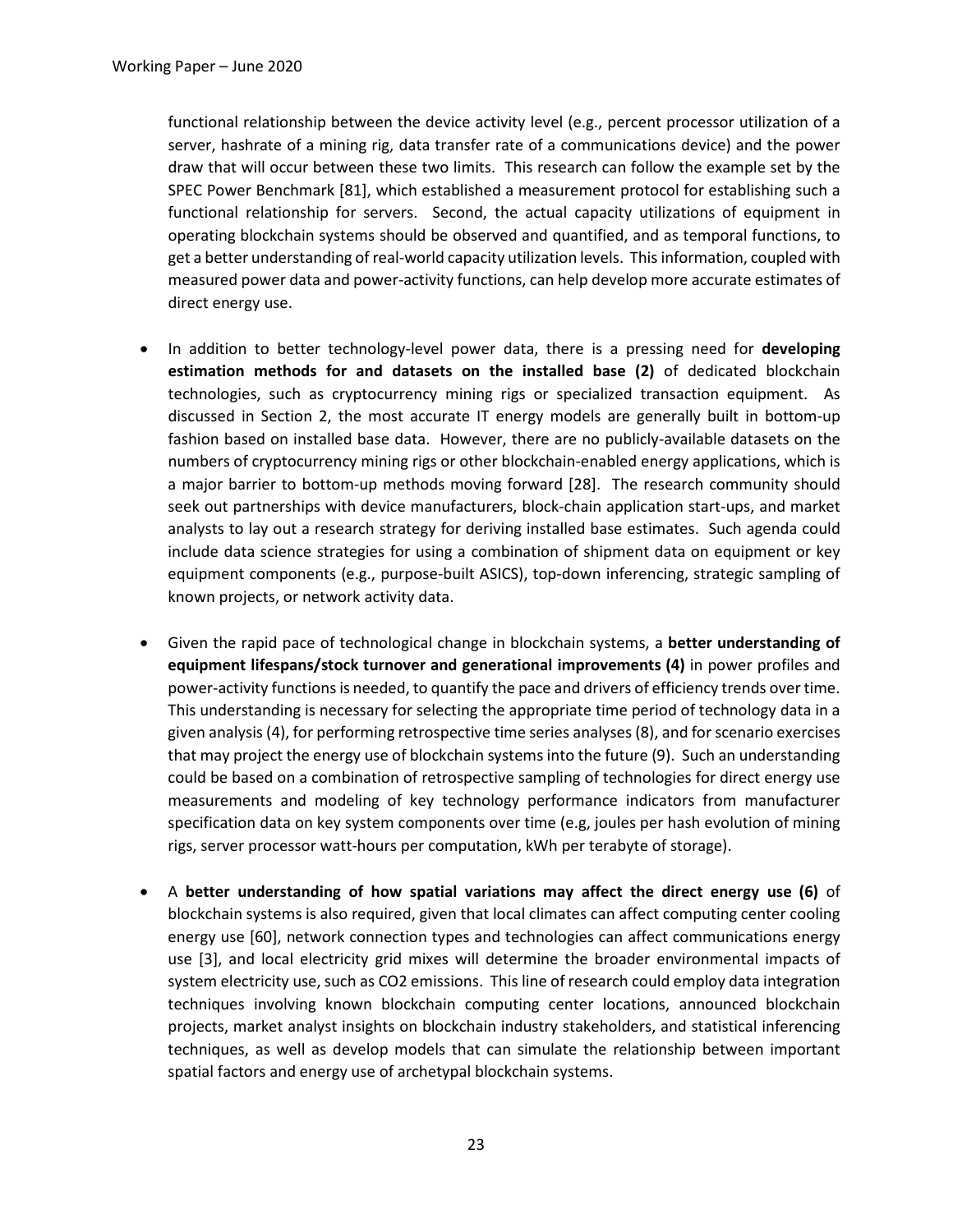functional relationship between the device activity level (e.g., percent processor utilization of a server, hashrate of a mining rig, data transfer rate of a communications device) and the power draw that will occur between these two limits. This research can follow the example set by the SPEC Power Benchmark [81], which established a measurement protocol for establishing such a functional relationship for servers. Second, the actual capacity utilizations of equipment in operating blockchain systems should be observed and quantified, and as temporal functions, to get a better understanding of real-world capacity utilization levels. This information, coupled with measured power data and power-activity functions, can help develop more accurate estimates of direct energy use.

- In addition to better technology-level power data, there is a pressing need for **developing estimation methods for and datasets on the installed base (2)** of dedicated blockchain technologies, such as cryptocurrency mining rigs or specialized transaction equipment. As discussed in Section 2, the most accurate IT energy models are generally built in bottom-up fashion based on installed base data. However, there are no publicly-available datasets on the numbers of cryptocurrency mining rigs or other blockchain-enabled energy applications, which is a major barrier to bottom-up methods moving forward [28]. The research community should seek out partnerships with device manufacturers, block-chain application start-ups, and market analysts to lay out a research strategy for deriving installed base estimates. Such agenda could include data science strategies for using a combination of shipment data on equipment or key equipment components (e.g., purpose-built ASICS), top-down inferencing, strategic sampling of known projects, or network activity data.

- Given the rapid pace of technological change in blockchain systems, a **better understanding of equipment lifespans/stock turnover and generational improvements (4)** in power profiles and power-activity functions is needed, to quantify the pace and drivers of efficiency trends over time. This understanding is necessary for selecting the appropriate time period of technology data in a given analysis (4), for performing retrospective time series analyses (8), and for scenario exercises that may project the energy use of blockchain systems into the future (9). Such an understanding could be based on a combination of retrospective sampling of technologies for direct energy use measurements and modeling of key technology performance indicators from manufacturer specification data on key system components over time (e.g, joules per hash evolution of mining rigs, server processor watt-hours per computation, kWh per terabyte of storage).

- A **better understanding of how spatial variations may affect the direct energy use (6)** of blockchain systems is also required, given that local climates can affect computing center cooling energy use [60], network connection types and technologies can affect communications energy use [3], and local electricity grid mixes will determine the broader environmental impacts of system electricity use, such as $CO_2$ emissions. This line of research could employ data integration techniques involving known blockchain computing center locations, announced blockchain projects, market analyst insights on blockchain industry stakeholders, and statistical inferencing techniques, as well as develop models that can simulate the relationship between important spatial factors and energy use of archetypal blockchain systems.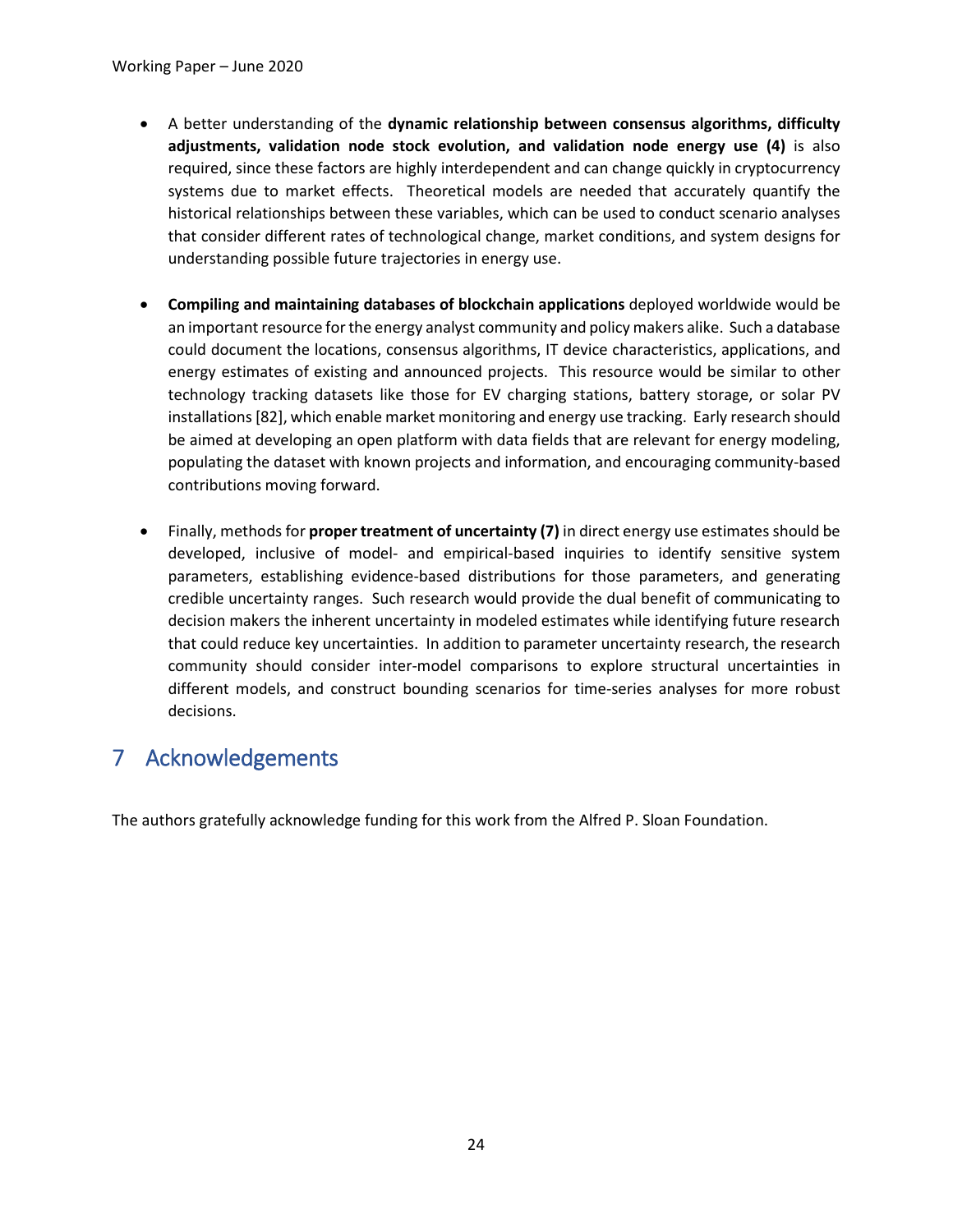- A better understanding of the **dynamic relationship between consensus algorithms, difficulty adjustments, validation node stock evolution, and validation node energy use (4)** is also required, since these factors are highly interdependent and can change quickly in cryptocurrency systems due to market effects. Theoretical models are needed that accurately quantify the historical relationships between these variables, which can be used to conduct scenario analyses that consider different rates of technological change, market conditions, and system designs for understanding possible future trajectories in energy use.

- **Compiling and maintaining databases of blockchain applications** deployed worldwide would be an important resource for the energy analyst community and policy makers alike. Such a database could document the locations, consensus algorithms, IT device characteristics, applications, and energy estimates of existing and announced projects. This resource would be similar to other technology tracking datasets like those for EV charging stations, battery storage, or solar PV installations [82], which enable market monitoring and energy use tracking. Early research should be aimed at developing an open platform with data fields that are relevant for energy modeling, populating the dataset with known projects and information, and encouraging community-based contributions moving forward.

- Finally, methods for **proper treatment of uncertainty (7)** in direct energy use estimates should be developed, inclusive of model- and empirical-based inquiries to identify sensitive system parameters, establishing evidence-based distributions for those parameters, and generating credible uncertainty ranges. Such research would provide the dual benefit of communicating to decision makers the inherent uncertainty in modeled estimates while identifying future research that could reduce key uncertainties. In addition to parameter uncertainty research, the research community should consider inter-model comparisons to explore structural uncertainties in different models, and construct bounding scenarios for time-series analyses for more robust decisions.

# 7 Acknowledgements

The authors gratefully acknowledge funding for this work from the Alfred P. Sloan Foundation.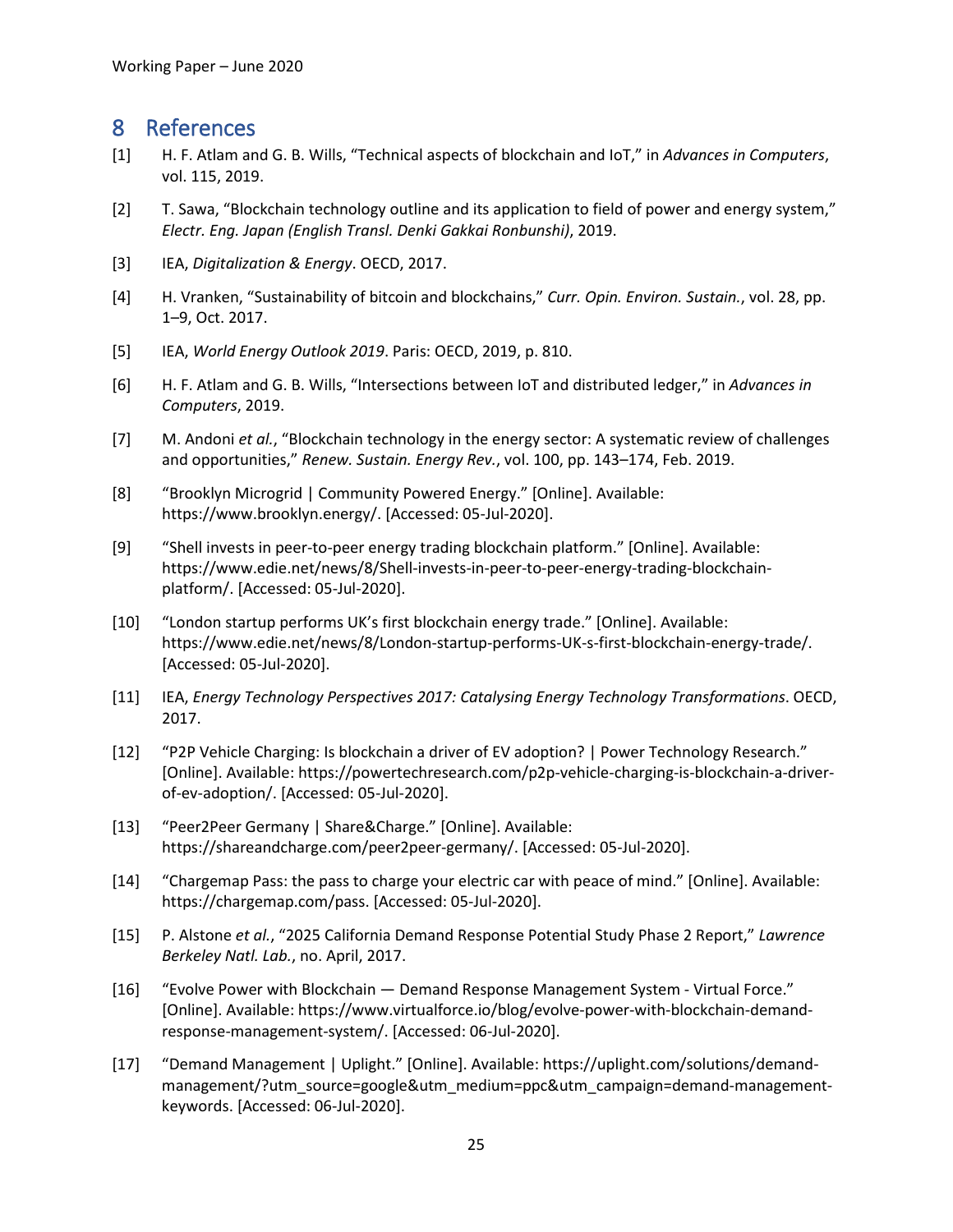# 8 References

[1] H. F. Atlam and G. B. Wills, "Technical aspects of blockchain and IoT," in *Advances in Computers*, vol. 115, 2019.

[2] T. Sawa, "Blockchain technology outline and its application to field of power and energy system," *Electr. Eng. Japan (English Transl. Denki Gakkai Ronbunshi)*, 2019.

[3] IEA, *Digitalization & Energy*. OECD, 2017.

[4] H. Vranken, "Sustainability of bitcoin and blockchains," *Curr. Opin. Environ. Sustain.*, vol. 28, pp. 1–9, Oct. 2017.

[5] IEA, *World Energy Outlook 2019*. Paris: OECD, 2019, p. 810.

[6] H. F. Atlam and G. B. Wills, "Intersections between IoT and distributed ledger," in *Advances in Computers*, 2019.

[7] M. Andoni *et al.*, "Blockchain technology in the energy sector: A systematic review of challenges and opportunities," *Renew. Sustain. Energy Rev.*, vol. 100, pp. 143–174, Feb. 2019.

[8] "Brooklyn Microgrid | Community Powered Energy." [Online]. Available: https://www.brooklyn.energy/. [Accessed: 05-Jul-2020].

[9] "Shell invests in peer-to-peer energy trading blockchain platform." [Online]. Available: https://www.edie.net/news/8/Shell-invests-in-peer-to-peer-energy-trading-blockchain-platform/. [Accessed: 05-Jul-2020].

[10] "London startup performs UK's first blockchain energy trade." [Online]. Available: https://www.edie.net/news/8/London-startup-performs-UK-s-first-blockchain-energy-trade/. [Accessed: 05-Jul-2020].

[11] IEA, *Energy Technology Perspectives 2017: Catalysing Energy Technology Transformations*. OECD, 2017.

[12] "P2P Vehicle Charging: Is blockchain a driver of EV adoption? | Power Technology Research." [Online]. Available: https://powertechresearch.com/p2p-vehicle-charging-is-blockchain-a-driver-of-ev-adoption/. [Accessed: 05-Jul-2020].

[13] "Peer2Peer Germany | Share&Charge." [Online]. Available: https://shareandcharge.com/peer2peer-germany/. [Accessed: 05-Jul-2020].

[14] "Chargemap Pass: the pass to charge your electric car with peace of mind." [Online]. Available: https://chargemap.com/pass. [Accessed: 05-Jul-2020].

[15] P. Alstone *et al.*, "2025 California Demand Response Potential Study Phase 2 Report," *Lawrence Berkeley Natl. Lab.*, no. April, 2017.

[16] "Evolve Power with Blockchain — Demand Response Management System - Virtual Force." [Online]. Available: https://www.virtualforce.io/blog/evolve-power-with-blockchain-demand-response-management-system/. [Accessed: 06-Jul-2020].

[17] "Demand Management | Uplight." [Online]. Available: https://uplight.com/solutions/demand-management/?utm_source=google&utm_medium=ppc&utm_campaign=demand-management-keywords. [Accessed: 06-Jul-2020].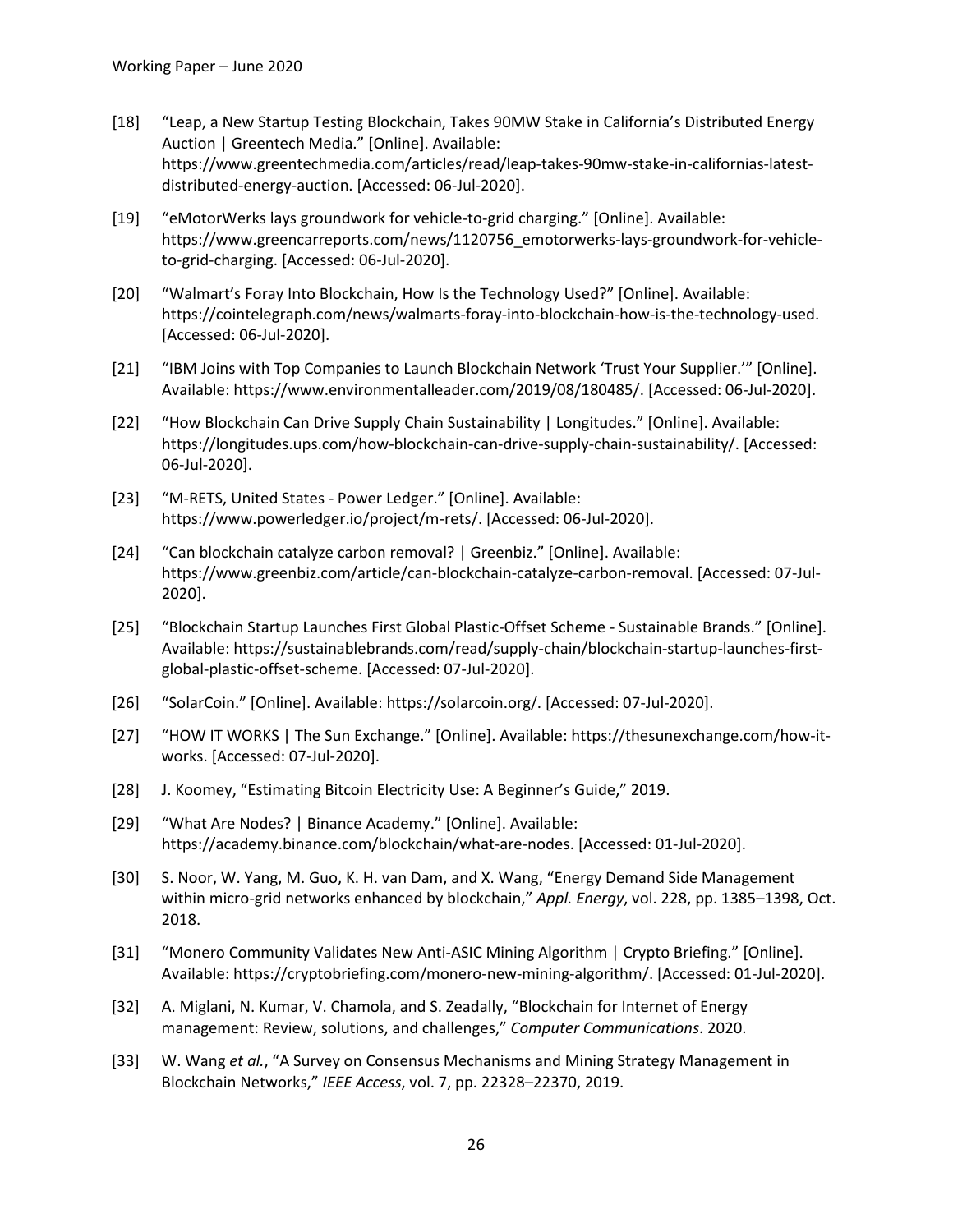[18] "Leap, a New Startup Testing Blockchain, Takes 90MW Stake in California's Distributed Energy Auction | Greentech Media." [Online]. Available: https://www.greentechmedia.com/articles/read/leap-takes-90mw-stake-in-californias-latest-distributed-energy-auction. [Accessed: 06-Jul-2020].

[19] "eMotorWerks lays groundwork for vehicle-to-grid charging." [Online]. Available: https://www.greencarreports.com/news/1120756_emotorwerks-lays-groundwork-for-vehicle-to-grid-charging. [Accessed: 06-Jul-2020].

[20] "Walmart's Foray Into Blockchain, How Is the Technology Used?" [Online]. Available: https://cointelegraph.com/news/walmarts-foray-into-blockchain-how-is-the-technology-used. [Accessed: 06-Jul-2020].

[21] "IBM Joins with Top Companies to Launch Blockchain Network 'Trust Your Supplier.'" [Online]. Available: https://www.environmentalleader.com/2019/08/180485/. [Accessed: 06-Jul-2020].

[22] "How Blockchain Can Drive Supply Chain Sustainability | Longitudes." [Online]. Available: https://longitudes.ups.com/how-blockchain-can-drive-supply-chain-sustainability/. [Accessed: 06-Jul-2020].

[23] "M-RETS, United States - Power Ledger." [Online]. Available: https://www.powerledger.io/project/m-rets/. [Accessed: 06-Jul-2020].

[24] "Can blockchain catalyze carbon removal? | Greenbiz." [Online]. Available: https://www.greenbiz.com/article/can-blockchain-catalyze-carbon-removal. [Accessed: 07-Jul-2020].

[25] "Blockchain Startup Launches First Global Plastic-Offset Scheme - Sustainable Brands." [Online]. Available: https://sustainablebrands.com/read/supply-chain/blockchain-startup-launches-first-global-plastic-offset-scheme. [Accessed: 07-Jul-2020].

[26] "SolarCoin." [Online]. Available: https://solarcoin.org/. [Accessed: 07-Jul-2020].

[27] "HOW IT WORKS | The Sun Exchange." [Online]. Available: https://thesunexchange.com/how-it-works. [Accessed: 07-Jul-2020].

[28] J. Koomey, "Estimating Bitcoin Electricity Use: A Beginner's Guide," 2019.

[29] "What Are Nodes? | Binance Academy." [Online]. Available: https://academy.binance.com/blockchain/what-are-nodes. [Accessed: 01-Jul-2020].

[30] S. Noor, W. Yang, M. Guo, K. H. van Dam, and X. Wang, "Energy Demand Side Management within micro-grid networks enhanced by blockchain," *Appl. Energy*, vol. 228, pp. 1385–1398, Oct. 2018.

[31] "Monero Community Validates New Anti-ASIC Mining Algorithm | Crypto Briefing." [Online]. Available: https://cryptobriefing.com/monero-new-mining-algorithm/. [Accessed: 01-Jul-2020].

[32] A. Miglani, N. Kumar, V. Chamola, and S. Zeadally, "Blockchain for Internet of Energy management: Review, solutions, and challenges," *Computer Communications*. 2020.

[33] W. Wang *et al.*, "A Survey on Consensus Mechanisms and Mining Strategy Management in Blockchain Networks," *IEEE Access*, vol. 7, pp. 22328–22370, 2019.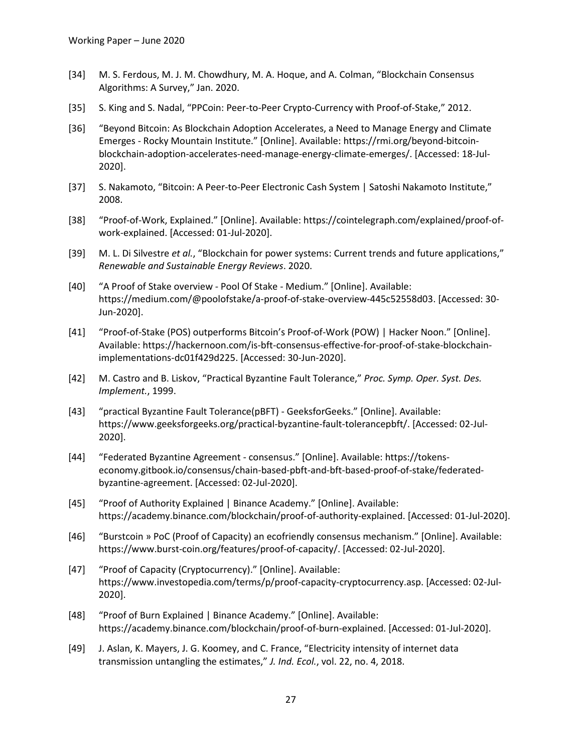[34] M. S. Ferdous, M. J. M. Chowdhury, M. A. Hoque, and A. Colman, "Blockchain Consensus Algorithms: A Survey," Jan. 2020.

[35] S. King and S. Nadal, "PPCoin: Peer-to-Peer Crypto-Currency with Proof-of-Stake," 2012.

[36] "Beyond Bitcoin: As Blockchain Adoption Accelerates, a Need to Manage Energy and Climate Emerges - Rocky Mountain Institute." [Online]. Available: https://rmi.org/beyond-bitcoin-blockchain-adoption-accelerates-need-manage-energy-climate-emerges/. [Accessed: 18-Jul-2020].

[37] S. Nakamoto, "Bitcoin: A Peer-to-Peer Electronic Cash System | Satoshi Nakamoto Institute," 2008.

[38] "Proof-of-Work, Explained." [Online]. Available: https://cointelegraph.com/explained/proof-of-work-explained. [Accessed: 01-Jul-2020].

[39] M. L. Di Silvestre *et al.*, "Blockchain for power systems: Current trends and future applications," *Renewable and Sustainable Energy Reviews*. 2020.

[40] "A Proof of Stake overview - Pool Of Stake - Medium." [Online]. Available: https://medium.com/@poolofstake/a-proof-of-stake-overview-445c52558d03. [Accessed: 30-Jun-2020].

[41] "Proof-of-Stake (POS) outperforms Bitcoin's Proof-of-Work (POW) | Hacker Noon." [Online]. Available: https://hackernoon.com/is-bft-consensus-effective-for-proof-of-stake-blockchain-implementations-dc01f429d225. [Accessed: 30-Jun-2020].

[42] M. Castro and B. Liskov, "Practical Byzantine Fault Tolerance," *Proc. Symp. Oper. Syst. Des. Implement.*, 1999.

[43] "practical Byzantine Fault Tolerance(pBFT) - GeeksforGeeks." [Online]. Available: https://www.geeksforgeeks.org/practical-byzantine-fault-tolerancepbft/. [Accessed: 02-Jul-2020].

[44] "Federated Byzantine Agreement - consensus." [Online]. Available: https://tokens-economy.gitbook.io/consensus/chain-based-pbft-and-bft-based-proof-of-stake/federated-byzantine-agreement. [Accessed: 02-Jul-2020].

[45] "Proof of Authority Explained | Binance Academy." [Online]. Available: https://academy.binance.com/blockchain/proof-of-authority-explained. [Accessed: 01-Jul-2020].

[46] "Burstcoin » PoC (Proof of Capacity) an ecofriendly consensus mechanism." [Online]. Available: https://www.burst-coin.org/features/proof-of-capacity/. [Accessed: 02-Jul-2020].

[47] "Proof of Capacity (Cryptocurrency)." [Online]. Available: https://www.investopedia.com/terms/p/proof-capacity-cryptocurrency.asp. [Accessed: 02-Jul-2020].

[48] "Proof of Burn Explained | Binance Academy." [Online]. Available: https://academy.binance.com/blockchain/proof-of-burn-explained. [Accessed: 01-Jul-2020].

[49] J. Aslan, K. Mayers, J. G. Koomey, and C. France, "Electricity intensity of internet data transmission untangling the estimates," *J. Ind. Ecol.*, vol. 22, no. 4, 2018.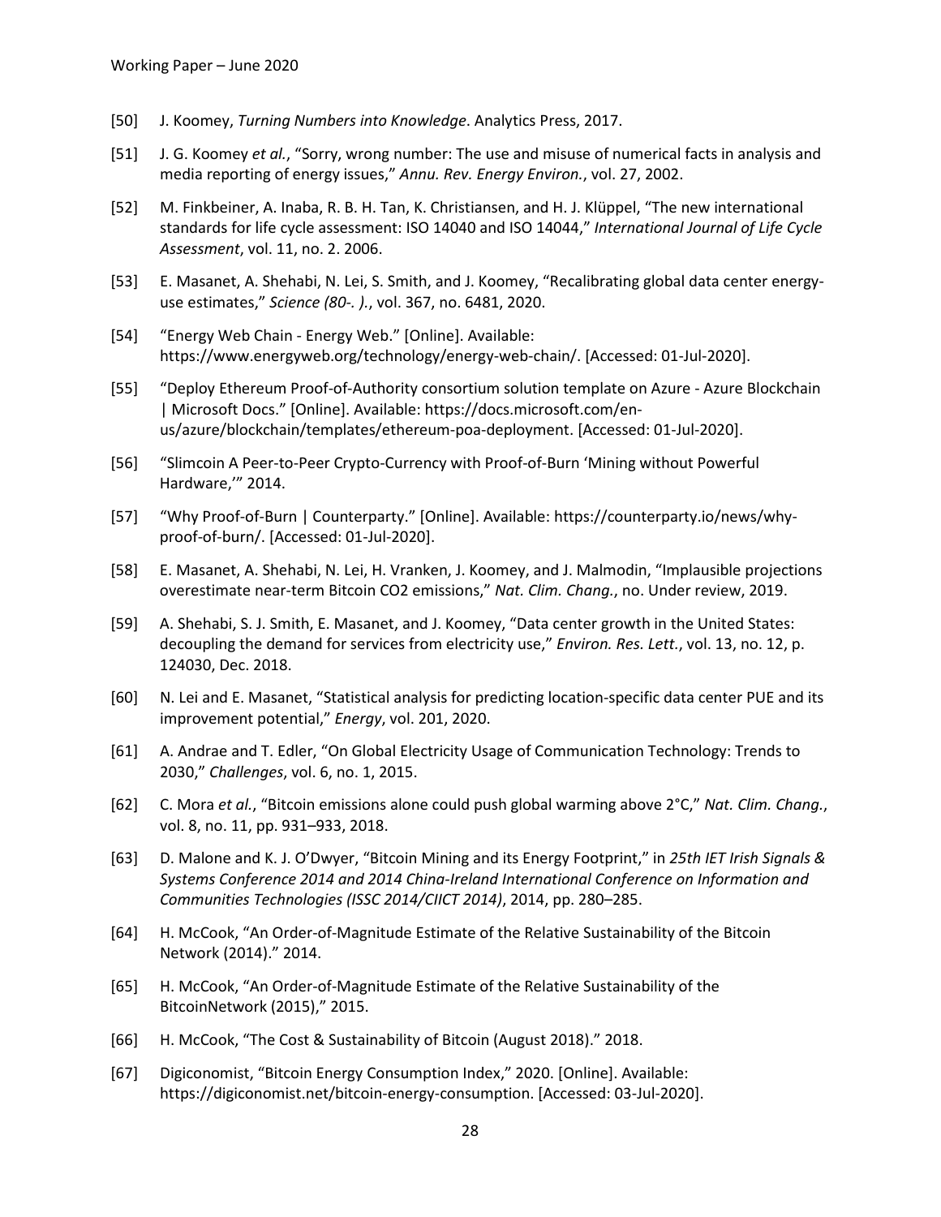[50] J. Koomey, *Turning Numbers into Knowledge*. Analytics Press, 2017.

[51] J. G. Koomey *et al.*, "Sorry, wrong number: The use and misuse of numerical facts in analysis and media reporting of energy issues," *Annu. Rev. Energy Environ.*, vol. 27, 2002.

[52] M. Finkbeiner, A. Inaba, R. B. H. Tan, K. Christiansen, and H. J. Klüppel, "The new international standards for life cycle assessment: ISO 14040 and ISO 14044," *International Journal of Life Cycle Assessment*, vol. 11, no. 2. 2006.

[53] E. Masanet, A. Shehabi, N. Lei, S. Smith, and J. Koomey, "Recalibrating global data center energy-use estimates," *Science (80-. ).*, vol. 367, no. 6481, 2020.

[54] "Energy Web Chain - Energy Web." [Online]. Available: https://www.energyweb.org/technology/energy-web-chain/. [Accessed: 01-Jul-2020].

[55] "Deploy Ethereum Proof-of-Authority consortium solution template on Azure - Azure Blockchain | Microsoft Docs." [Online]. Available: https://docs.microsoft.com/en-us/azure/blockchain/templates/ethereum-poa-deployment. [Accessed: 01-Jul-2020].

[56] "Slimcoin A Peer-to-Peer Crypto-Currency with Proof-of-Burn 'Mining without Powerful Hardware,'" 2014.

[57] "Why Proof-of-Burn | Counterparty." [Online]. Available: https://counterparty.io/news/why-proof-of-burn/. [Accessed: 01-Jul-2020].

[58] E. Masanet, A. Shehabi, N. Lei, H. Vranken, J. Koomey, and J. Malmodin, "Implausible projections overestimate near-term Bitcoin CO2 emissions," *Nat. Clim. Chang.*, no. Under review, 2019.

[59] A. Shehabi, S. J. Smith, E. Masanet, and J. Koomey, "Data center growth in the United States: decoupling the demand for services from electricity use," *Environ. Res. Lett.*, vol. 13, no. 12, p. 124030, Dec. 2018.

[60] N. Lei and E. Masanet, "Statistical analysis for predicting location-specific data center PUE and its improvement potential," *Energy*, vol. 201, 2020.

[61] A. Andrae and T. Edler, "On Global Electricity Usage of Communication Technology: Trends to 2030," *Challenges*, vol. 6, no. 1, 2015.

[62] C. Mora *et al.*, "Bitcoin emissions alone could push global warming above 2°C," *Nat. Clim. Chang.*, vol. 8, no. 11, pp. 931–933, 2018.

[63] D. Malone and K. J. O'Dwyer, "Bitcoin Mining and its Energy Footprint," in *25th IET Irish Signals & Systems Conference 2014 and 2014 China-Ireland International Conference on Information and Communities Technologies (ISSC 2014/CIICT 2014)*, 2014, pp. 280–285.

[64] H. McCook, "An Order-of-Magnitude Estimate of the Relative Sustainability of the Bitcoin Network (2014)." 2014.

[65] H. McCook, "An Order-of-Magnitude Estimate of the Relative Sustainability of the BitcoinNetwork (2015)," 2015.

[66] H. McCook, "The Cost & Sustainability of Bitcoin (August 2018)." 2018.

[67] Digiconomist, "Bitcoin Energy Consumption Index," 2020. [Online]. Available: https://digiconomist.net/bitcoin-energy-consumption. [Accessed: 03-Jul-2020].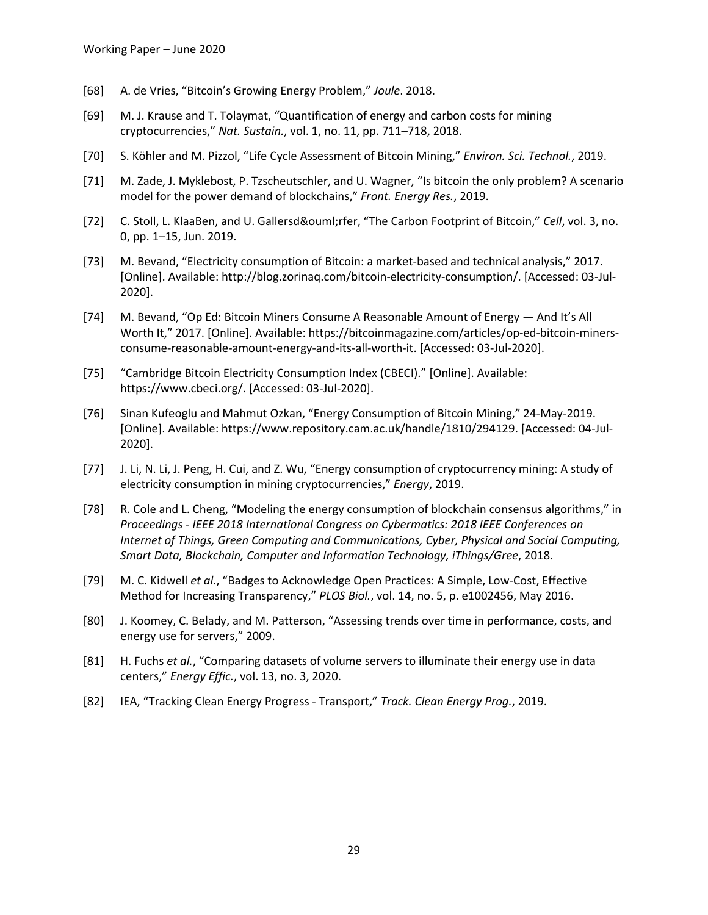[68] A. de Vries, “Bitcoin’s Growing Energy Problem,” *Joule*. 2018.

[69] M. J. Krause and T. Tolaymat, “Quantification of energy and carbon costs for mining cryptocurrencies,” *Nat. Sustain.*, vol. 1, no. 11, pp. 711–718, 2018.

[70] S. Köhler and M. Pizzol, “Life Cycle Assessment of Bitcoin Mining,” *Environ. Sci. Technol.*, 2019.

[71] M. Zade, J. Myklebost, P. Tzscheutschler, and U. Wagner, “Is bitcoin the only problem? A scenario model for the power demand of blockchains,” *Front. Energy Res.*, 2019.

[72] C. Stoll, L. KlaaBen, and U. Gallersd&ouml;rfer, “The Carbon Footprint of Bitcoin,” *Cell*, vol. 3, no. 0, pp. 1–15, Jun. 2019.

[73] M. Bevand, “Electricity consumption of Bitcoin: a market-based and technical analysis,” 2017. [Online]. Available: http://blog.zorinaq.com/bitcoin-electricity-consumption/. [Accessed: 03-Jul-2020].

[74] M. Bevand, “Op Ed: Bitcoin Miners Consume A Reasonable Amount of Energy — And It’s All Worth It,” 2017. [Online]. Available: https://bitcoinmagazine.com/articles/op-ed-bitcoin-miners-consume-reasonable-amount-energy-and-its-all-worth-it. [Accessed: 03-Jul-2020].

[75] “Cambridge Bitcoin Electricity Consumption Index (CBECI).” [Online]. Available: https://www.cbeci.org/. [Accessed: 03-Jul-2020].

[76] Sinan Kufeoglu and Mahmut Ozkan, “Energy Consumption of Bitcoin Mining,” 24-May-2019. [Online]. Available: https://www.repository.cam.ac.uk/handle/1810/294129. [Accessed: 04-Jul-2020].

[77] J. Li, N. Li, J. Peng, H. Cui, and Z. Wu, “Energy consumption of cryptocurrency mining: A study of electricity consumption in mining cryptocurrencies,” *Energy*, 2019.

[78] R. Cole and L. Cheng, “Modeling the energy consumption of blockchain consensus algorithms,” in *Proceedings - IEEE 2018 International Congress on Cybermatics: 2018 IEEE Conferences on Internet of Things, Green Computing and Communications, Cyber, Physical and Social Computing, Smart Data, Blockchain, Computer and Information Technology, iThings/Gree*, 2018.

[79] M. C. Kidwell *et al.*, “Badges to Acknowledge Open Practices: A Simple, Low-Cost, Effective Method for Increasing Transparency,” *PLOS Biol.*, vol. 14, no. 5, p. e1002456, May 2016.

[80] J. Koomey, C. Belady, and M. Patterson, “Assessing trends over time in performance, costs, and energy use for servers,” 2009.

[81] H. Fuchs *et al.*, “Comparing datasets of volume servers to illuminate their energy use in data centers,” *Energy Effic.*, vol. 13, no. 3, 2020.

[82] IEA, “Tracking Clean Energy Progress - Transport,” *Track. Clean Energy Prog.*, 2019.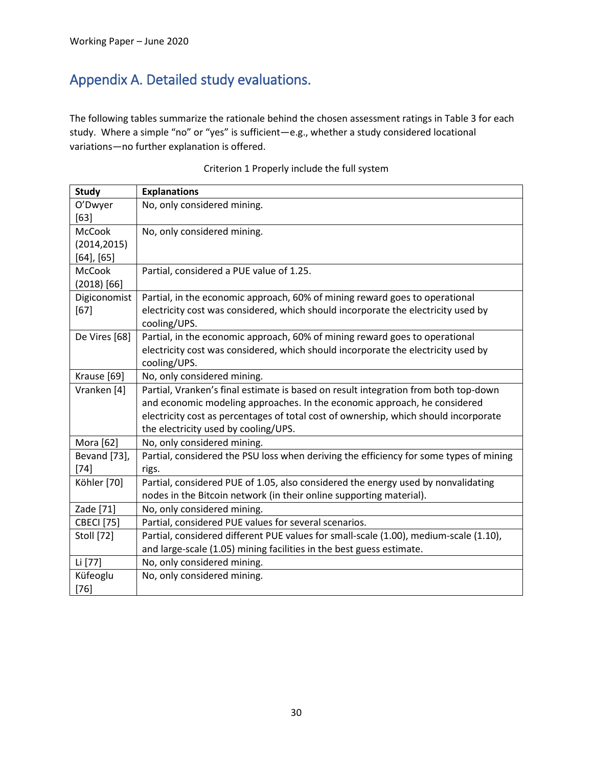## Appendix A. Detailed study evaluations.

The following tables summarize the rationale behind the chosen assessment ratings in Table 3 for each study. Where a simple "no" or "yes" is sufficient—e.g., whether a study considered locational variations—no further explanation is offered.

Criterion 1 Properly include the full system

| Study | Explanations |
|---|---|
| O'Dwyer [63] | No, only considered mining. |
| McCook (2014,2015) [64], [65] | No, only considered mining. |
| McCook (2018) [66] | Partial, considered a PUE value of 1.25. |
| Digiconomist [67] | Partial, in the economic approach, 60% of mining reward goes to operational electricity cost was considered, which should incorporate the electricity used by cooling/UPS. |
| De Vires [68] | Partial, in the economic approach, 60% of mining reward goes to operational electricity cost was considered, which should incorporate the electricity used by cooling/UPS. |
| Krause [69] | No, only considered mining. |
| Vranken [4] | Partial, Vranken's final estimate is based on result integration from both top-down and economic modeling approaches. In the economic approach, he considered electricity cost as percentages of total cost of ownership, which should incorporate the electricity used by cooling/UPS. |
| Mora [62] | No, only considered mining. |
| Bevand [73], [74] | Partial, considered the PSU loss when deriving the efficiency for some types of mining rigs. |
| Köhler [70] | Partial, considered PUE of 1.05, also considered the energy used by nonvalidating nodes in the Bitcoin network (in their online supporting material). |
| Zade [71] | No, only considered mining. |
| CBECI [75] | Partial, considered PUE values for several scenarios. |
| Stoll [72] | Partial, considered different PUE values for small-scale (1.00), medium-scale (1.10), and large-scale (1.05) mining facilities in the best guess estimate. |
| Li [77] | No, only considered mining. |
| Küfeoglu [76] | No, only considered mining. |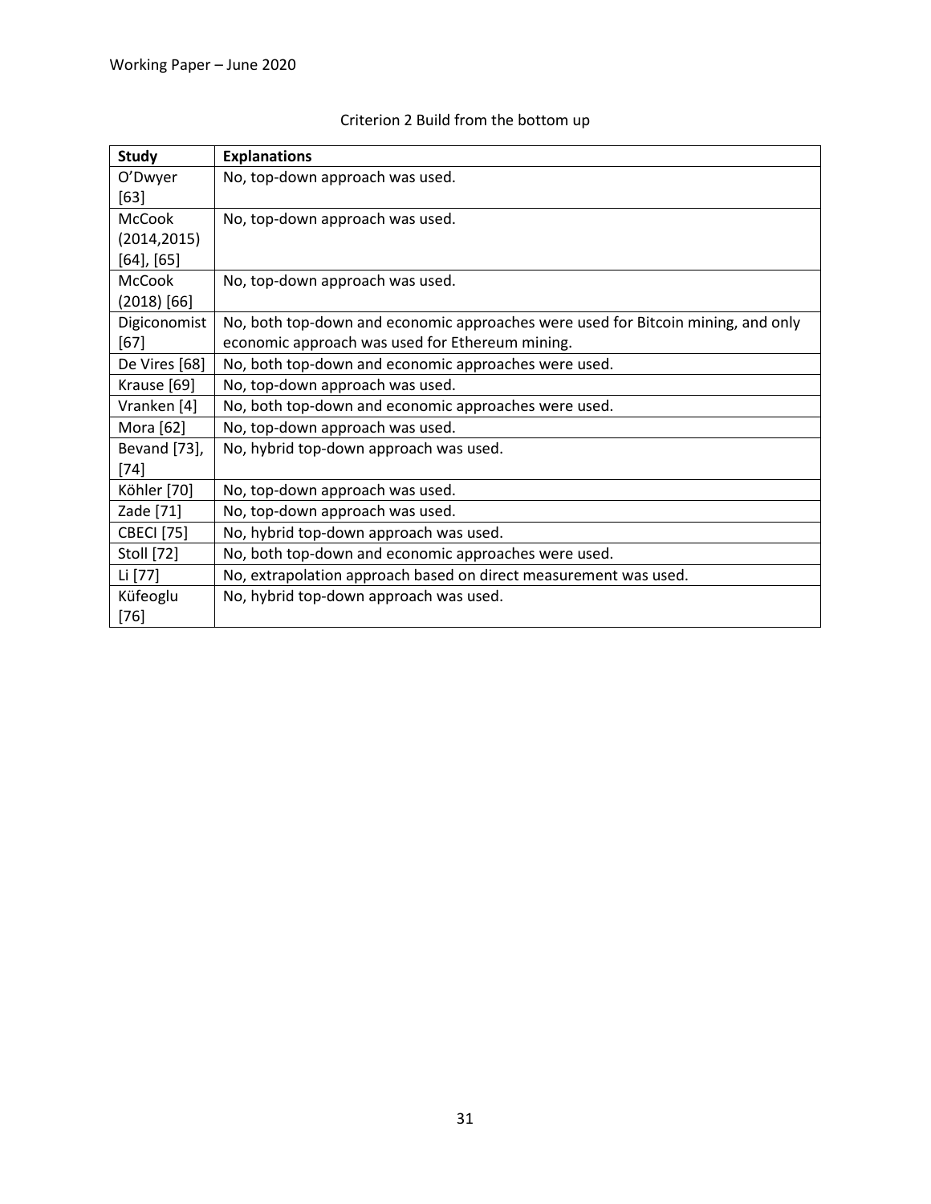Criterion 2 Build from the bottom up

| Study | Explanations |
|---|---|
| O'Dwyer [63] | No, top-down approach was used. |
| McCook (2014,2015) [64], [65] | No, top-down approach was used. |
| McCook (2018) [66] | No, top-down approach was used. |
| Digiconomist [67] | No, both top-down and economic approaches were used for Bitcoin mining, and only economic approach was used for Ethereum mining. |
| De Vires [68] | No, both top-down and economic approaches were used. |
| Krause [69] | No, top-down approach was used. |
| Vranken [4] | No, both top-down and economic approaches were used. |
| Mora [62] | No, top-down approach was used. |
| Bevand [73], [74] | No, hybrid top-down approach was used. |
| Köhler [70] | No, top-down approach was used. |
| Zade [71] | No, top-down approach was used. |
| CBECI [75] | No, hybrid top-down approach was used. |
| Stoll [72] | No, both top-down and economic approaches were used. |
| Li [77] | No, extrapolation approach based on direct measurement was used. |
| Küfeoglu [76] | No, hybrid top-down approach was used. |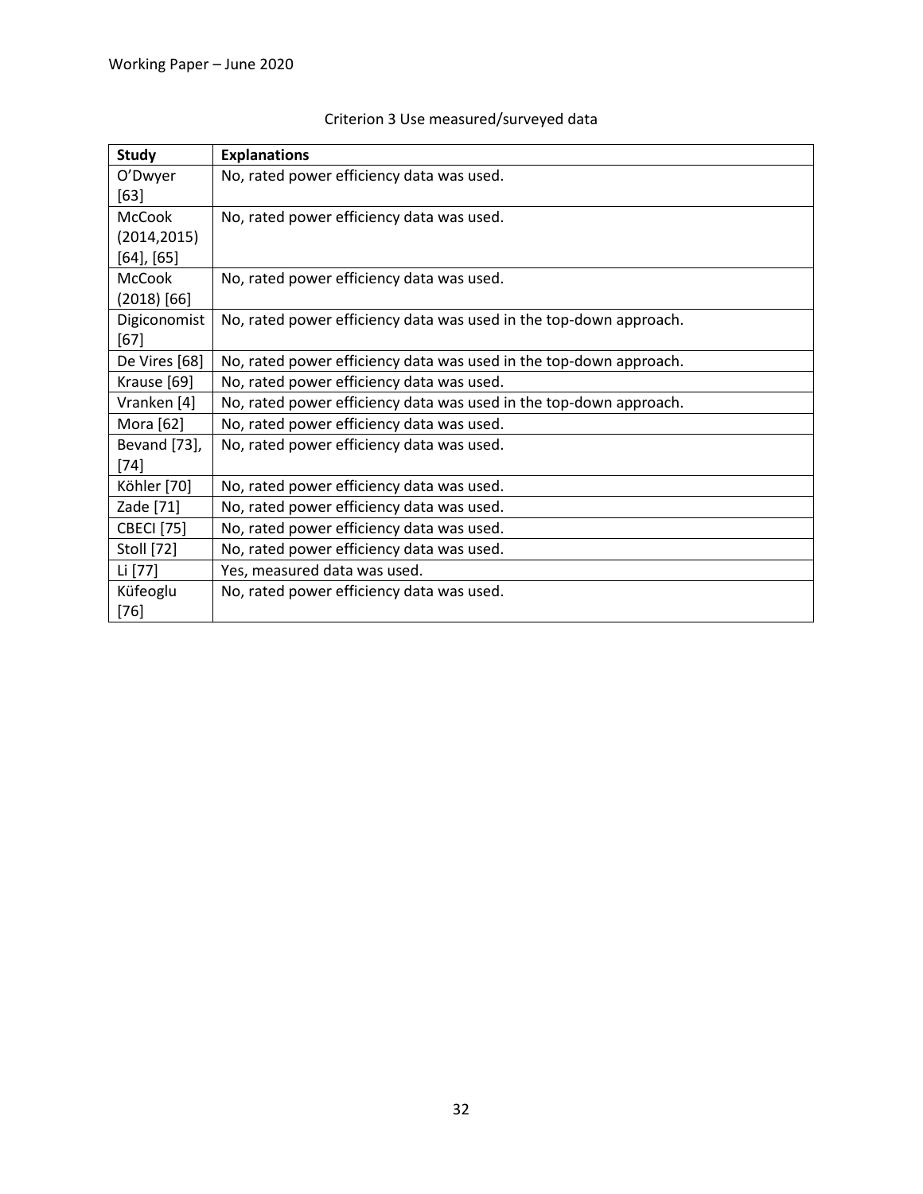Criterion 3 Use measured/surveyed data

| Study | Explanations |
|---|---|
| O'Dwyer [63] | No, rated power efficiency data was used. |
| McCook (2014,2015) [64], [65] | No, rated power efficiency data was used. |
| McCook (2018) [66] | No, rated power efficiency data was used. |
| Digiconomist [67] | No, rated power efficiency data was used in the top-down approach. |
| De Vires [68] | No, rated power efficiency data was used in the top-down approach. |
| Krause [69] | No, rated power efficiency data was used. |
| Vranken [4] | No, rated power efficiency data was used in the top-down approach. |
| Mora [62] | No, rated power efficiency data was used. |
| Bevand [73], [74] | No, rated power efficiency data was used. |
| Köhler [70] | No, rated power efficiency data was used. |
| Zade [71] | No, rated power efficiency data was used. |
| CBECI [75] | No, rated power efficiency data was used. |
| Stoll [72] | No, rated power efficiency data was used. |
| Li [77] | Yes, measured data was used. |
| Küfeoglu [76] | No, rated power efficiency data was used. |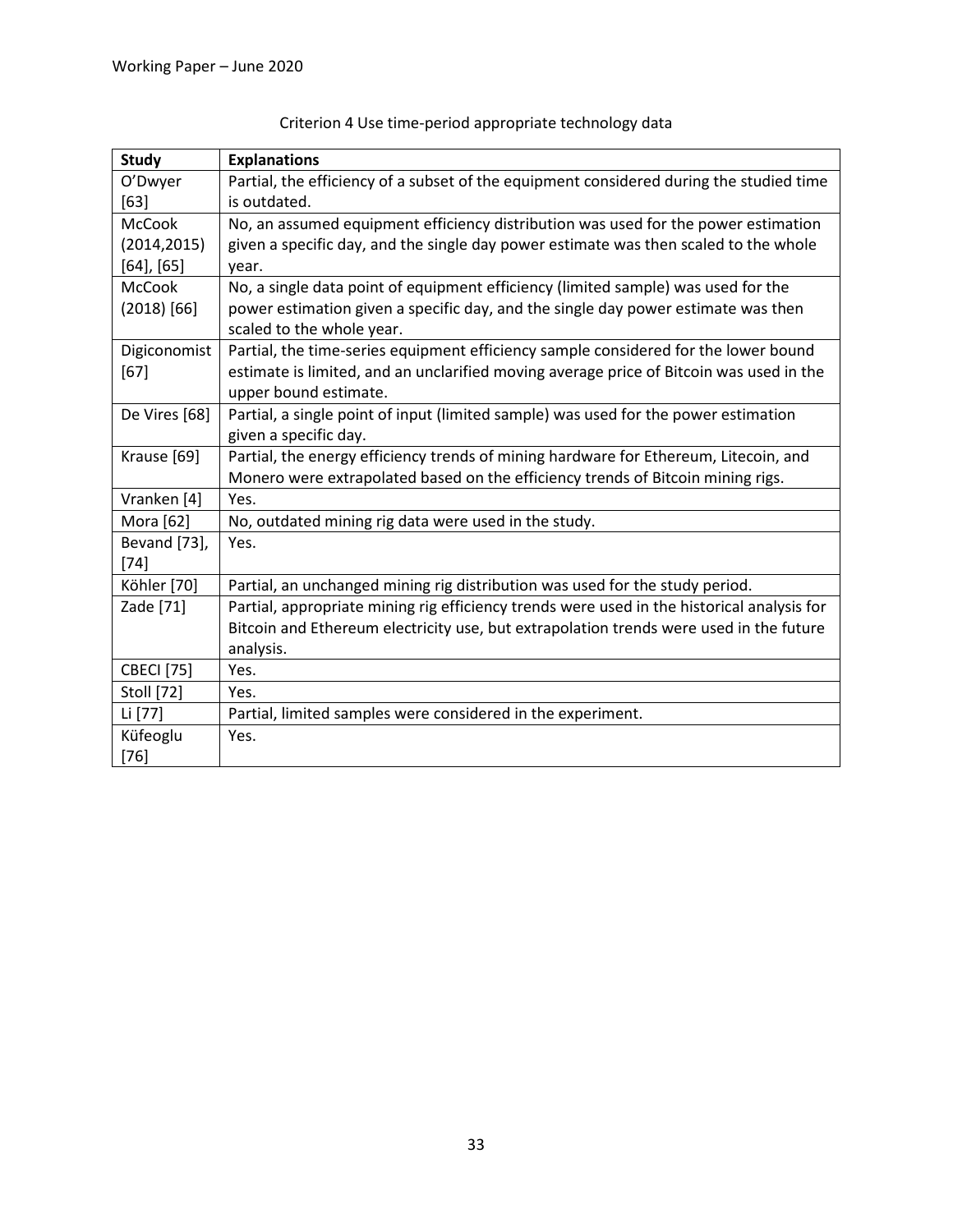Criterion 4 Use time-period appropriate technology data

| Study | Explanations |
|---|---|
| O'Dwyer [63] | Partial, the efficiency of a subset of the equipment considered during the studied time is outdated. |
| McCook (2014,2015) [64], [65] | No, an assumed equipment efficiency distribution was used for the power estimation given a specific day, and the single day power estimate was then scaled to the whole year. |
| McCook (2018) [66] | No, a single data point of equipment efficiency (limited sample) was used for the power estimation given a specific day, and the single day power estimate was then scaled to the whole year. |
| Digiconomist [67] | Partial, the time-series equipment efficiency sample considered for the lower bound estimate is limited, and an unclarified moving average price of Bitcoin was used in the upper bound estimate. |
| De Vires [68] | Partial, a single point of input (limited sample) was used for the power estimation given a specific day. |
| Krause [69] | Partial, the energy efficiency trends of mining hardware for Ethereum, Litecoin, and Monero were extrapolated based on the efficiency trends of Bitcoin mining rigs. |
| Vranken [4] | Yes. |
| Mora [62] | No, outdated mining rig data were used in the study. |
| Bevand [73], [74] | Yes. |
| Köhler [70] | Partial, an unchanged mining rig distribution was used for the study period. |
| Zade [71] | Partial, appropriate mining rig efficiency trends were used in the historical analysis for Bitcoin and Ethereum electricity use, but extrapolation trends were used in the future analysis. |
| CBECI [75] | Yes. |
| Stoll [72] | Yes. |
| Li [77] | Partial, limited samples were considered in the experiment. |
| Küfeoglu [76] | Yes. |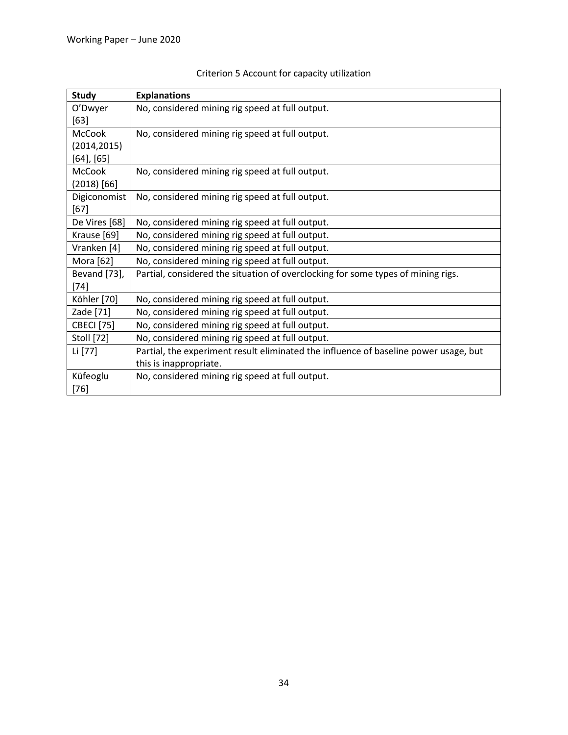Criterion 5 Account for capacity utilization

| Study | Explanations |
| --- | --- |
| O'Dwyer [63] | No, considered mining rig speed at full output. |
| McCook (2014,2015) [64], [65] | No, considered mining rig speed at full output. |
| McCook (2018) [66] | No, considered mining rig speed at full output. |
| Digiconomist [67] | No, considered mining rig speed at full output. |
| De Vires [68] | No, considered mining rig speed at full output. |
| Krause [69] | No, considered mining rig speed at full output. |
| Vranken [4] | No, considered mining rig speed at full output. |
| Mora [62] | No, considered mining rig speed at full output. |
| Bevand [73], [74] | Partial, considered the situation of overclocking for some types of mining rigs. |
| Köhler [70] | No, considered mining rig speed at full output. |
| Zade [71] | No, considered mining rig speed at full output. |
| CBECI [75] | No, considered mining rig speed at full output. |
| Stoll [72] | No, considered mining rig speed at full output. |
| Li [77] | Partial, the experiment result eliminated the influence of baseline power usage, but this is inappropriate. |
| Küfeoglu [76] | No, considered mining rig speed at full output. |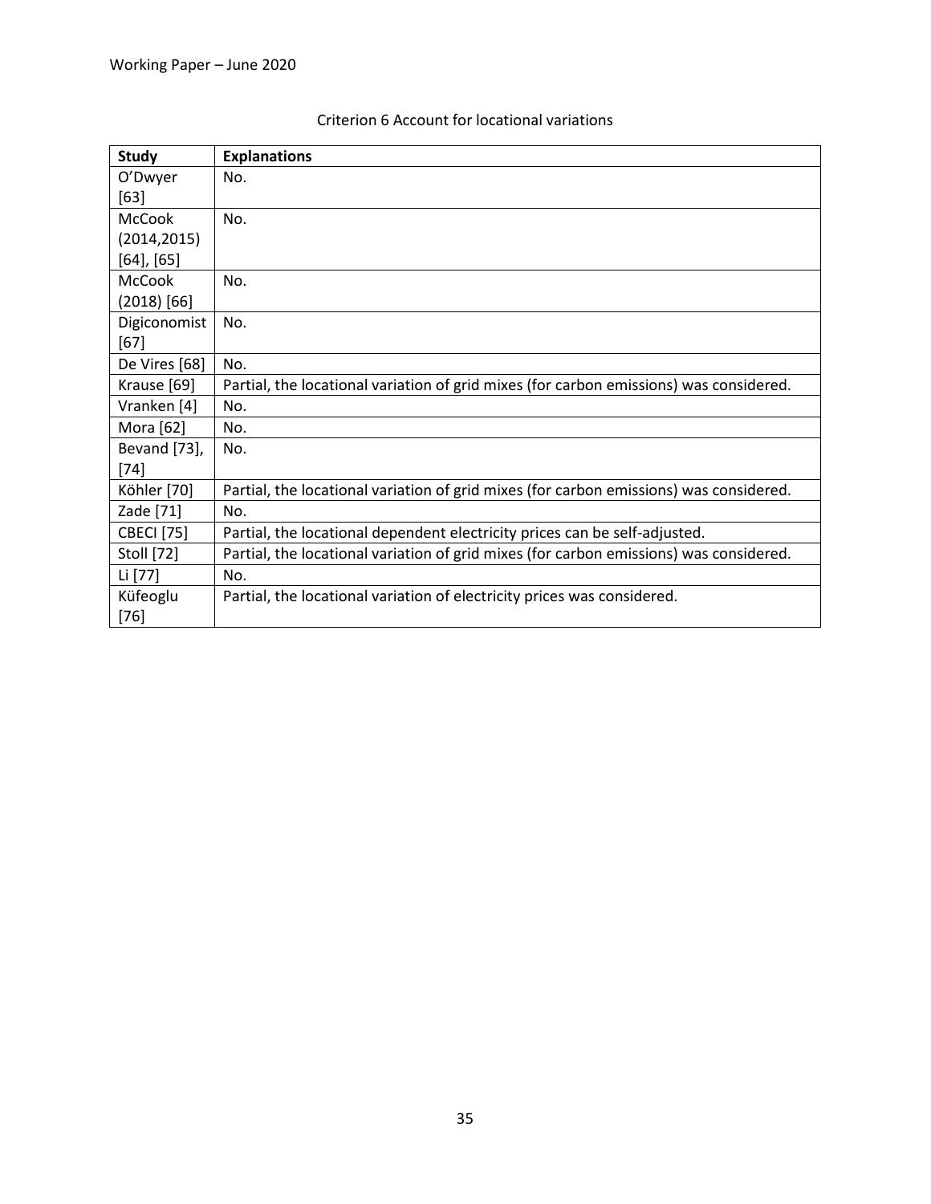Criterion 6 Account for locational variations

| Study | Explanations |
|---|---|
| O'Dwyer [63] | No. |
| McCook (2014,2015) [64], [65] | No. |
| McCook (2018) [66] | No. |
| Digiconomist [67] | No. |
| De Vires [68] | No. |
| Krause [69] | Partial, the locational variation of grid mixes (for carbon emissions) was considered. |
| Vranken [4] | No. |
| Mora [62] | No. |
| Bevand [73], [74] | No. |
| Köhler [70] | Partial, the locational variation of grid mixes (for carbon emissions) was considered. |
| Zade [71] | No. |
| CBECI [75] | Partial, the locational dependent electricity prices can be self-adjusted. |
| Stoll [72] | Partial, the locational variation of grid mixes (for carbon emissions) was considered. |
| Li [77] | No. |
| Küfeoglu [76] | Partial, the locational variation of electricity prices was considered. |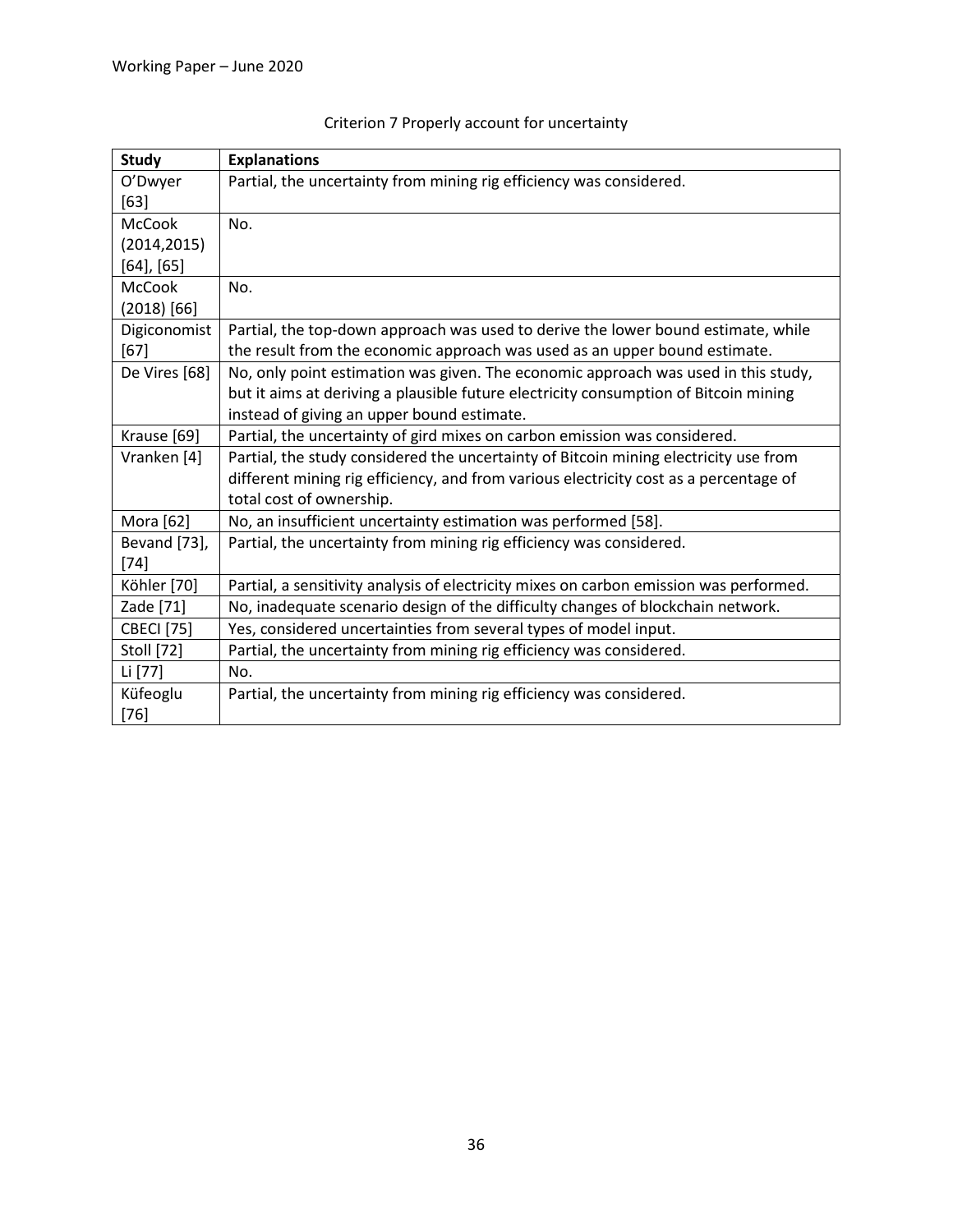Criterion 7 Properly account for uncertainty

| Study | Explanations |
|---|---|
| O'Dwyer [63] | Partial, the uncertainty from mining rig efficiency was considered. |
| McCook (2014,2015) [64], [65] | No. |
| McCook (2018) [66] | No. |
| Digiconomist [67] | Partial, the top-down approach was used to derive the lower bound estimate, while the result from the economic approach was used as an upper bound estimate. |
| De Vires [68] | No, only point estimation was given. The economic approach was used in this study, but it aims at deriving a plausible future electricity consumption of Bitcoin mining instead of giving an upper bound estimate. |
| Krause [69] | Partial, the uncertainty of gird mixes on carbon emission was considered. |
| Vranken [4] | Partial, the study considered the uncertainty of Bitcoin mining electricity use from different mining rig efficiency, and from various electricity cost as a percentage of total cost of ownership. |
| Mora [62] | No, an insufficient uncertainty estimation was performed [58]. |
| Bevand [73], [74] | Partial, the uncertainty from mining rig efficiency was considered. |
| Köhler [70] | Partial, a sensitivity analysis of electricity mixes on carbon emission was performed. |
| Zade [71] | No, inadequate scenario design of the difficulty changes of blockchain network. |
| CBECI [75] | Yes, considered uncertainties from several types of model input. |
| Stoll [72] | Partial, the uncertainty from mining rig efficiency was considered. |
| Li [77] | No. |
| Küfeoglu [76] | Partial, the uncertainty from mining rig efficiency was considered. |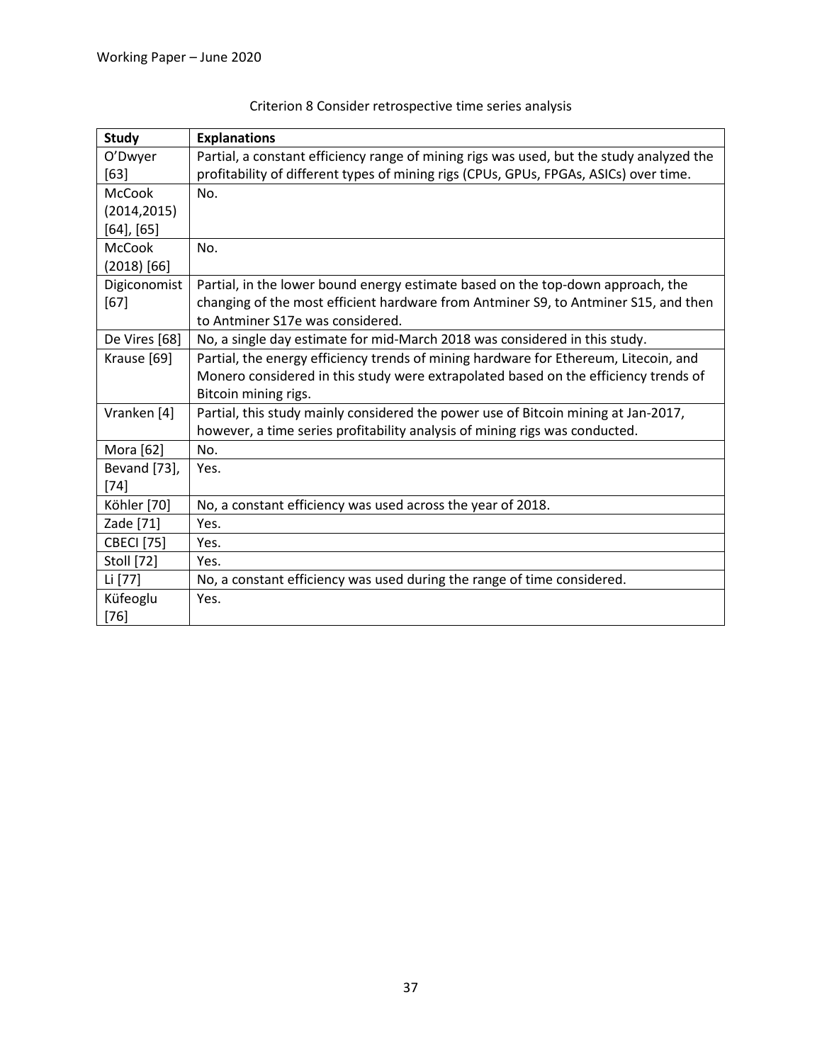Criterion 8 Consider retrospective time series analysis

| Study | Explanations |
|---|---|
| O'Dwyer [63] | Partial, a constant efficiency range of mining rigs was used, but the study analyzed the profitability of different types of mining rigs (CPUs, GPUs, FPGAs, ASICs) over time. |
| McCook (2014,2015) [64], [65] | No. |
| McCook (2018) [66] | No. |
| Digiconomist [67] | Partial, in the lower bound energy estimate based on the top-down approach, the changing of the most efficient hardware from Antminer S9, to Antminer S15, and then to Antminer S17e was considered. |
| De Vires [68] | No, a single day estimate for mid-March 2018 was considered in this study. |
| Krause [69] | Partial, the energy efficiency trends of mining hardware for Ethereum, Litecoin, and Monero considered in this study were extrapolated based on the efficiency trends of Bitcoin mining rigs. |
| Vranken [4] | Partial, this study mainly considered the power use of Bitcoin mining at Jan-2017, however, a time series profitability analysis of mining rigs was conducted. |
| Mora [62] | No. |
| Bevand [73], [74] | Yes. |
| Köhler [70] | No, a constant efficiency was used across the year of 2018. |
| Zade [71] | Yes. |
| CBECI [75] | Yes. |
| Stoll [72] | Yes. |
| Li [77] | No, a constant efficiency was used during the range of time considered. |
| Küfeoglu [76] | Yes. |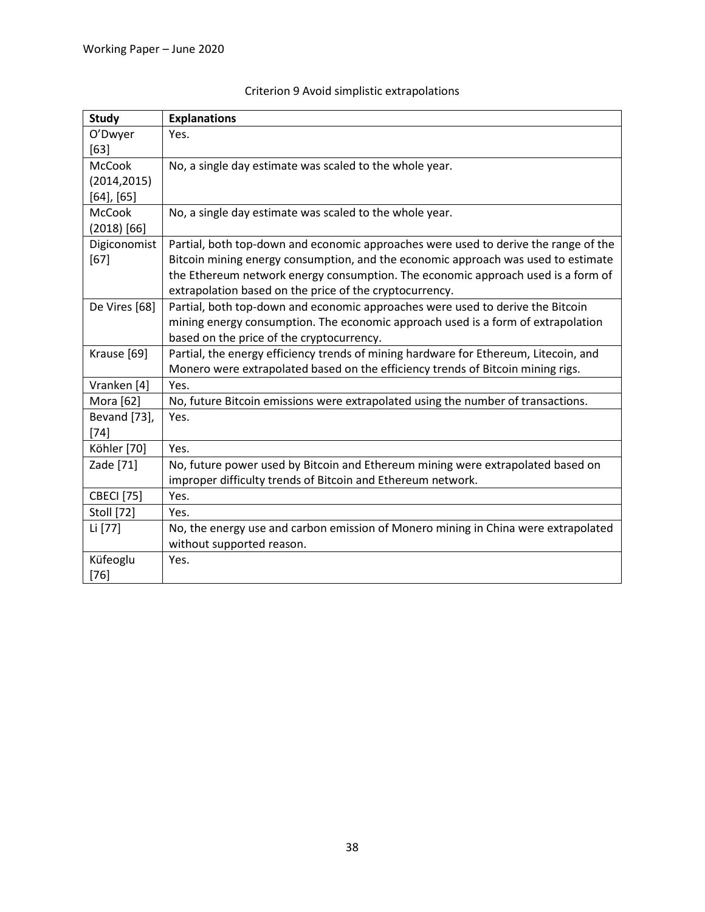Criterion 9 Avoid simplistic extrapolations

| Study | Explanations |
| --- | --- |
| O'Dwyer [63] | Yes. |
| McCook (2014,2015) [64], [65] | No, a single day estimate was scaled to the whole year. |
| McCook (2018) [66] | No, a single day estimate was scaled to the whole year. |
| Digiconomist [67] | Partial, both top-down and economic approaches were used to derive the range of the Bitcoin mining energy consumption, and the economic approach was used to estimate the Ethereum network energy consumption. The economic approach used is a form of extrapolation based on the price of the cryptocurrency. |
| De Vires [68] | Partial, both top-down and economic approaches were used to derive the Bitcoin mining energy consumption. The economic approach used is a form of extrapolation based on the price of the cryptocurrency. |
| Krause [69] | Partial, the energy efficiency trends of mining hardware for Ethereum, Litecoin, and Monero were extrapolated based on the efficiency trends of Bitcoin mining rigs. |
| Vranken [4] | Yes. |
| Mora [62] | No, future Bitcoin emissions were extrapolated using the number of transactions. |
| Bevand [73], [74] | Yes. |
| Köhler [70] | Yes. |
| Zade [71] | No, future power used by Bitcoin and Ethereum mining were extrapolated based on improper difficulty trends of Bitcoin and Ethereum network. |
| CBECI [75] | Yes. |
| Stoll [72] | Yes. |
| Li [77] | No, the energy use and carbon emission of Monero mining in China were extrapolated without supported reason. |
| Küfeoglu [76] | Yes. |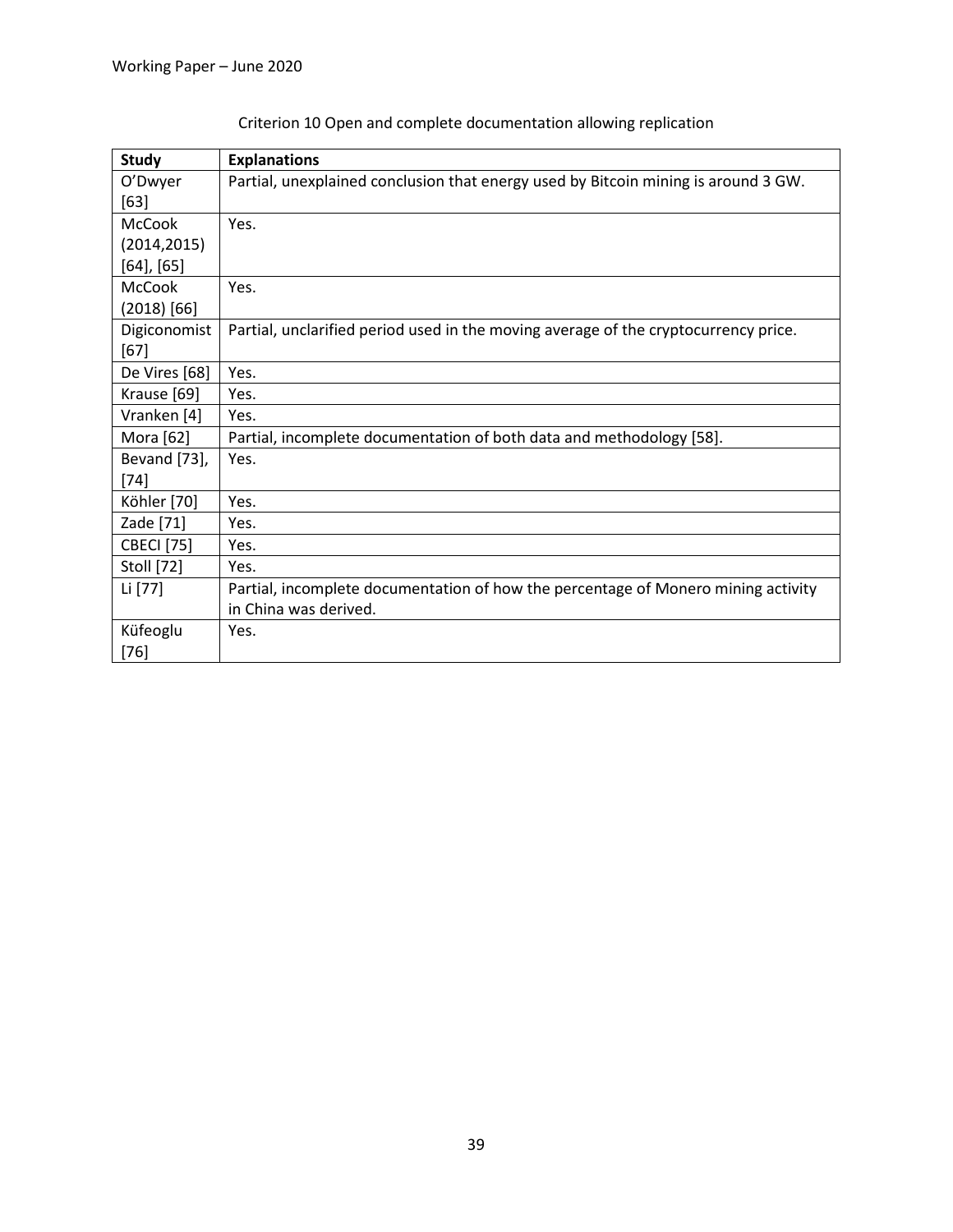Criterion 10 Open and complete documentation allowing replication

| Study | Explanations |
|---|---|
| O'Dwyer [63] | Partial, unexplained conclusion that energy used by Bitcoin mining is around 3 GW. |
| McCook (2014,2015) [64], [65] | Yes. |
| McCook (2018) [66] | Yes. |
| Digiconomist [67] | Partial, unclarified period used in the moving average of the cryptocurrency price. |
| De Vires [68] | Yes. |
| Krause [69] | Yes. |
| Vranken [4] | Yes. |
| Mora [62] | Partial, incomplete documentation of both data and methodology [58]. |
| Bevand [73], [74] | Yes. |
| Köhler [70] | Yes. |
| Zade [71] | Yes. |
| CBECI [75] | Yes. |
| Stoll [72] | Yes. |
| Li [77] | Partial, incomplete documentation of how the percentage of Monero mining activity in China was derived. |
| Küfeoglu [76] | Yes. |